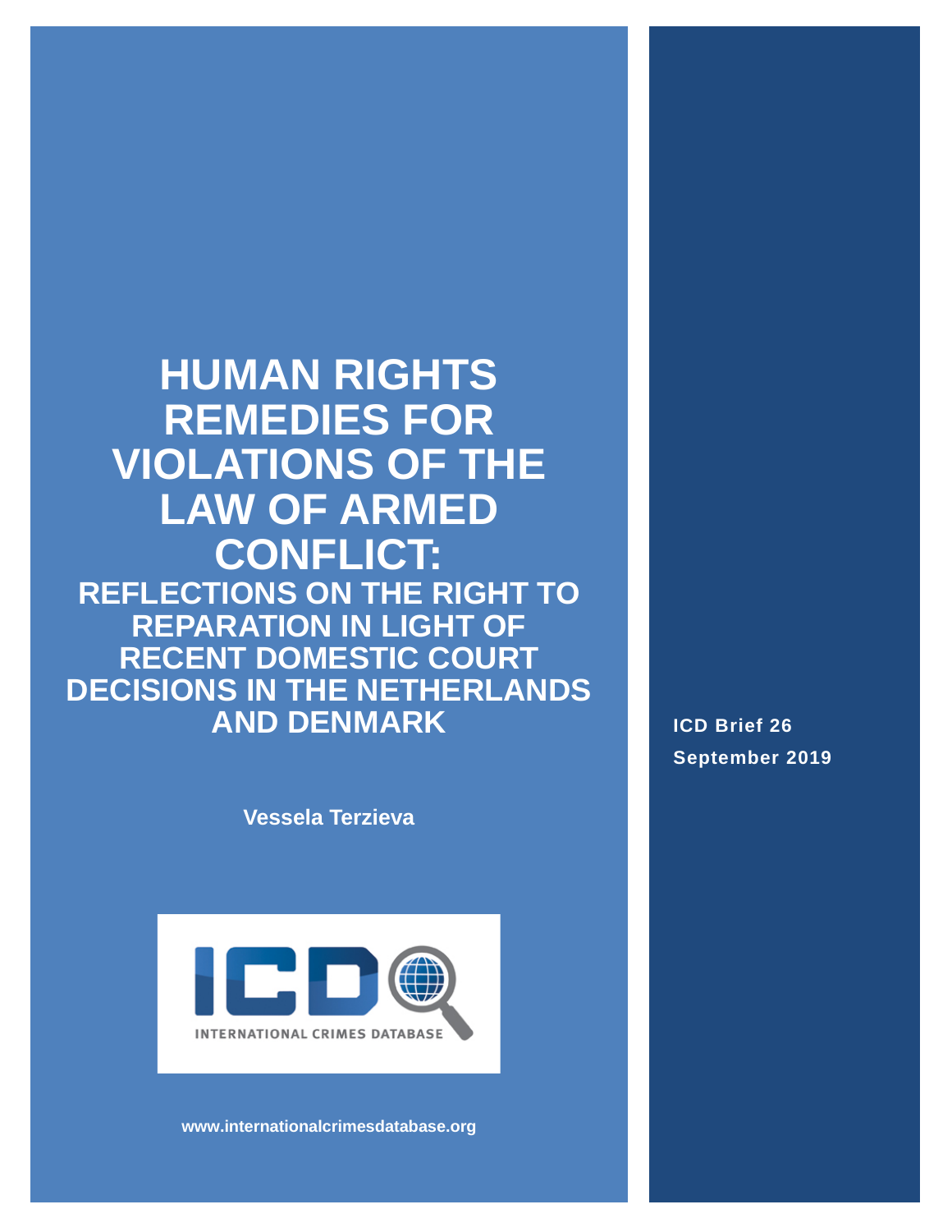# HUMAN RIGHTS REMEDIES FOR VIOLATIONS OF THE LAW OF ARMED CONFLICT:

## REFLECTIONS ON THE RIGHT TO REPARATION IN LIGHT OF RECENT DOMESTIC COURT DECISIONS IN THE NETHERLANDS AND DENMARK

**Vessela Terzieva**

INTERNATIONAL CRIMES DATABASE

**www.internationalcrimesdatabase.org**

**ICD Brief 26**
**September 2019**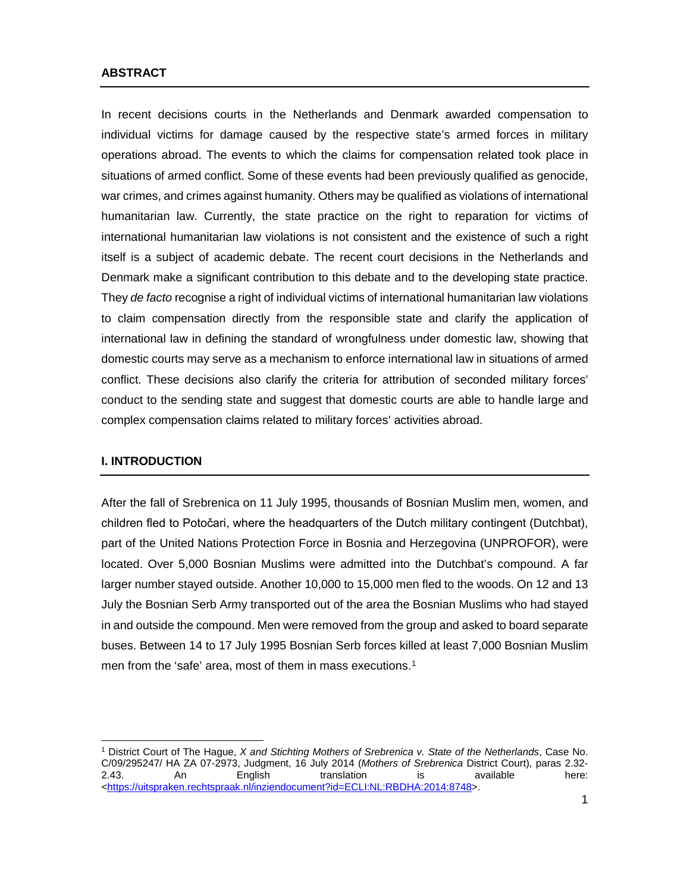## ABSTRACT

In recent decisions courts in the Netherlands and Denmark awarded compensation to individual victims for damage caused by the respective state's armed forces in military operations abroad. The events to which the claims for compensation related took place in situations of armed conflict. Some of these events had been previously qualified as genocide, war crimes, and crimes against humanity. Others may be qualified as violations of international humanitarian law. Currently, the state practice on the right to reparation for victims of international humanitarian law violations is not consistent and the existence of such a right itself is a subject of academic debate. The recent court decisions in the Netherlands and Denmark make a significant contribution to this debate and to the developing state practice. They *de facto* recognise a right of individual victims of international humanitarian law violations to claim compensation directly from the responsible state and clarify the application of international law in defining the standard of wrongfulness under domestic law, showing that domestic courts may serve as a mechanism to enforce international law in situations of armed conflict. These decisions also clarify the criteria for attribution of seconded military forces' conduct to the sending state and suggest that domestic courts are able to handle large and complex compensation claims related to military forces' activities abroad.

## I. INTRODUCTION

After the fall of Srebrenica on 11 July 1995, thousands of Bosnian Muslim men, women, and children fled to Potočari, where the headquarters of the Dutch military contingent (Dutchbat), part of the United Nations Protection Force in Bosnia and Herzegovina (UNPROFOR), were located. Over 5,000 Bosnian Muslims were admitted into the Dutchbat's compound. A far larger number stayed outside. Another 10,000 to 15,000 men fled to the woods. On 12 and 13 July the Bosnian Serb Army transported out of the area the Bosnian Muslims who had stayed in and outside the compound. Men were removed from the group and asked to board separate buses. Between 14 to 17 July 1995 Bosnian Serb forces killed at least 7,000 Bosnian Muslim men from the 'safe' area, most of them in mass executions.[1]

---

[1] District Court of The Hague, *X and Stichting Mothers of Srebrenica v. State of the Netherlands*, Case No. C/09/295247/ HA ZA 07-2973, Judgment, 16 July 2014 (*Mothers of Srebrenica* District Court), paras 2.32-2.43. An English translation is available here: <https://uitspraken.rechtspraak.nl/inziendocument?id=ECLI:NL:RBDHA:2014:8748>.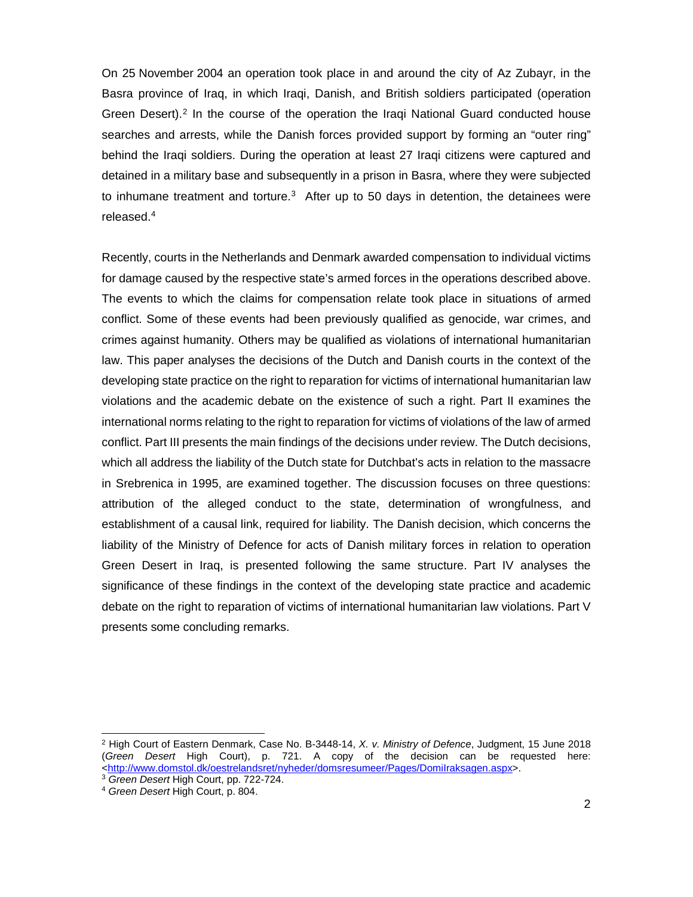On 25 November 2004 an operation took place in and around the city of Az Zubayr, in the Basra province of Iraq, in which Iraqi, Danish, and British soldiers participated (operation Green Desert).[2] In the course of the operation the Iraqi National Guard conducted house searches and arrests, while the Danish forces provided support by forming an "outer ring" behind the Iraqi soldiers. During the operation at least 27 Iraqi citizens were captured and detained in a military base and subsequently in a prison in Basra, where they were subjected to inhumane treatment and torture.[3] After up to 50 days in detention, the detainees were released.[4]

Recently, courts in the Netherlands and Denmark awarded compensation to individual victims for damage caused by the respective state's armed forces in the operations described above. The events to which the claims for compensation relate took place in situations of armed conflict. Some of these events had been previously qualified as genocide, war crimes, and crimes against humanity. Others may be qualified as violations of international humanitarian law. This paper analyses the decisions of the Dutch and Danish courts in the context of the developing state practice on the right to reparation for victims of international humanitarian law violations and the academic debate on the existence of such a right. Part II examines the international norms relating to the right to reparation for victims of violations of the law of armed conflict. Part III presents the main findings of the decisions under review. The Dutch decisions, which all address the liability of the Dutch state for Dutchbat's acts in relation to the massacre in Srebrenica in 1995, are examined together. The discussion focuses on three questions: attribution of the alleged conduct to the state, determination of wrongfulness, and establishment of a causal link, required for liability. The Danish decision, which concerns the liability of the Ministry of Defence for acts of Danish military forces in relation to operation Green Desert in Iraq, is presented following the same structure. Part IV analyses the significance of these findings in the context of the developing state practice and academic debate on the right to reparation of victims of international humanitarian law violations. Part V presents some concluding remarks.

---

[2] High Court of Eastern Denmark, Case No. B-3448-14, *X. v. Ministry of Defence*, Judgment, 15 June 2018 (*Green Desert* High Court), p. 721. A copy of the decision can be requested here: <http://www.domstol.dk/oestrelandsret/nyheder/domsresumeer/Pages/DomiIraksagen.aspx>.

[3] *Green Desert* High Court, pp. 722-724.

[4] *Green Desert* High Court, p. 804.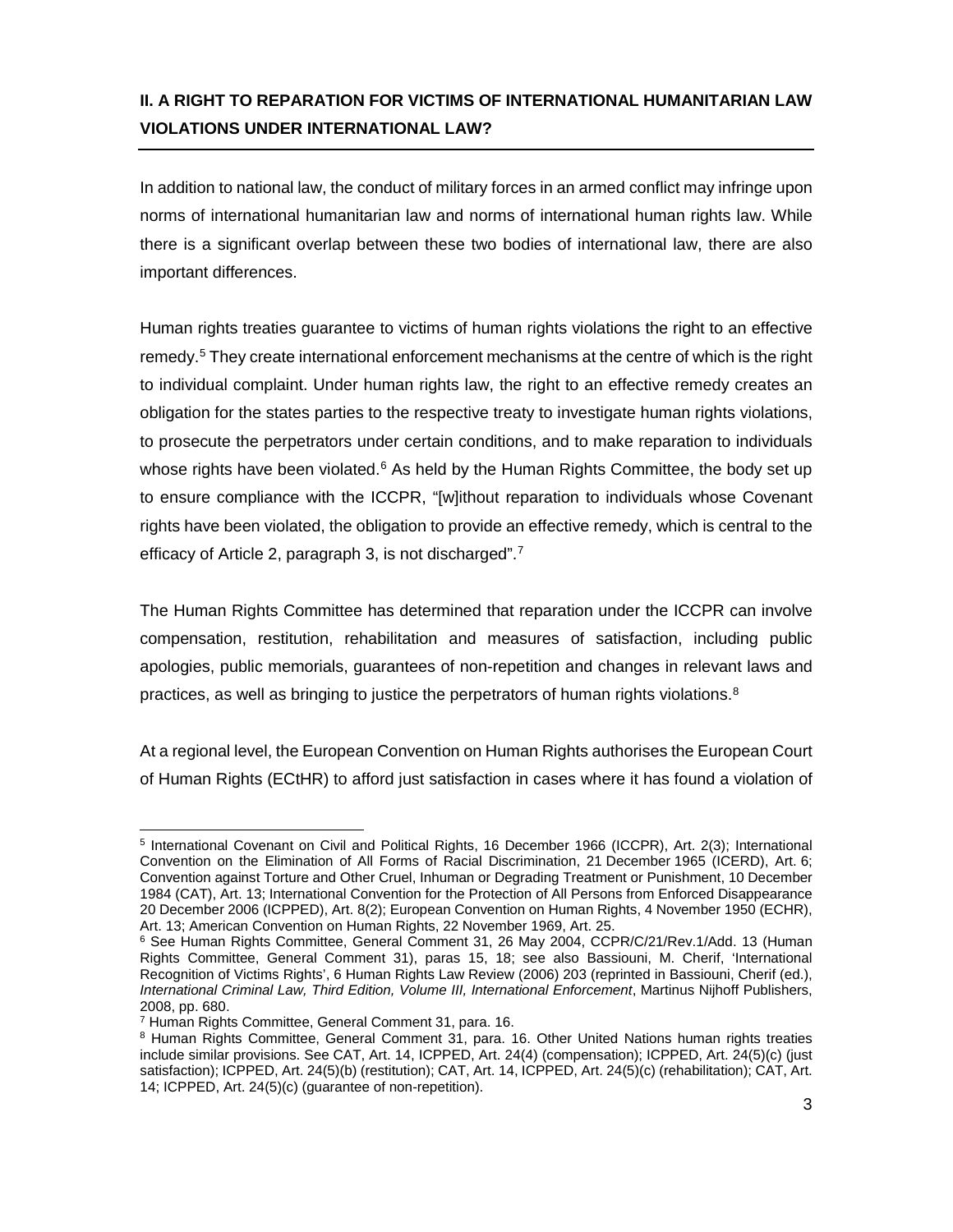## II. A RIGHT TO REPARATION FOR VICTIMS OF INTERNATIONAL HUMANITARIAN LAW VIOLATIONS UNDER INTERNATIONAL LAW?

In addition to national law, the conduct of military forces in an armed conflict may infringe upon norms of international humanitarian law and norms of international human rights law. While there is a significant overlap between these two bodies of international law, there are also important differences.

Human rights treaties guarantee to victims of human rights violations the right to an effective remedy.[5] They create international enforcement mechanisms at the centre of which is the right to individual complaint. Under human rights law, the right to an effective remedy creates an obligation for the states parties to the respective treaty to investigate human rights violations, to prosecute the perpetrators under certain conditions, and to make reparation to individuals whose rights have been violated.[6] As held by the Human Rights Committee, the body set up to ensure compliance with the ICCPR, "[w]ithout reparation to individuals whose Covenant rights have been violated, the obligation to provide an effective remedy, which is central to the efficacy of Article 2, paragraph 3, is not discharged".[7]

The Human Rights Committee has determined that reparation under the ICCPR can involve compensation, restitution, rehabilitation and measures of satisfaction, including public apologies, public memorials, guarantees of non-repetition and changes in relevant laws and practices, as well as bringing to justice the perpetrators of human rights violations.[8]

At a regional level, the European Convention on Human Rights authorises the European Court of Human Rights (ECtHR) to afford just satisfaction in cases where it has found a violation of

---

[5] International Covenant on Civil and Political Rights, 16 December 1966 (ICCPR), Art. 2(3); International Convention on the Elimination of All Forms of Racial Discrimination, 21 December 1965 (ICERD), Art. 6; Convention against Torture and Other Cruel, Inhuman or Degrading Treatment or Punishment, 10 December 1984 (CAT), Art. 13; International Convention for the Protection of All Persons from Enforced Disappearance 20 December 2006 (ICPPED), Art. 8(2); European Convention on Human Rights, 4 November 1950 (ECHR), Art. 13; American Convention on Human Rights, 22 November 1969, Art. 25.

[6] See Human Rights Committee, General Comment 31, 26 May 2004, CCPR/C/21/Rev.1/Add. 13 (Human Rights Committee, General Comment 31), paras 15, 18; see also Bassiouni, M. Cherif, 'International Recognition of Victims Rights', 6 Human Rights Law Review (2006) 203 (reprinted in Bassiouni, Cherif (ed.), *International Criminal Law, Third Edition, Volume III, International Enforcement*, Martinus Nijhoff Publishers, 2008, pp. 680.

[7] Human Rights Committee, General Comment 31, para. 16.

[8] Human Rights Committee, General Comment 31, para. 16. Other United Nations human rights treaties include similar provisions. See CAT, Art. 14, ICPPED, Art. 24(4) (compensation); ICPPED, Art. 24(5)(c) (just satisfaction); ICPPED, Art. 24(5)(b) (restitution); CAT, Art. 14, ICPPED, Art. 24(5)(c) (rehabilitation); CAT, Art. 14; ICPPED, Art. 24(5)(c) (guarantee of non-repetition).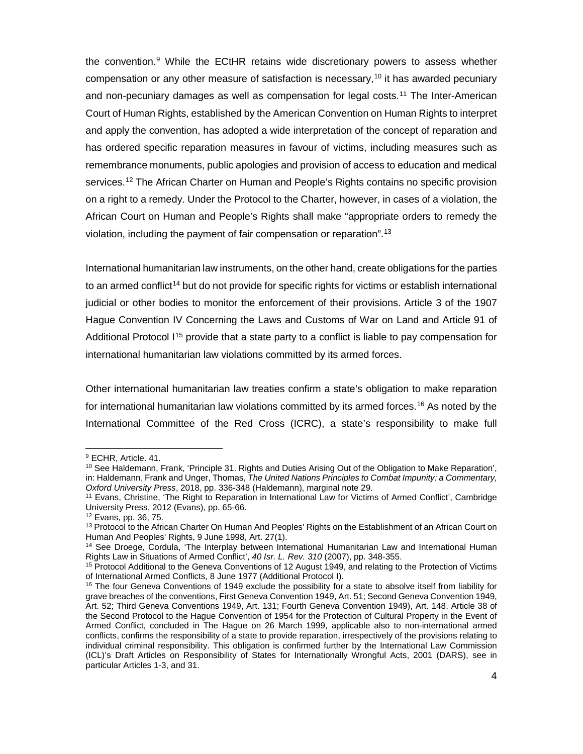the convention.[9] While the ECtHR retains wide discretionary powers to assess whether compensation or any other measure of satisfaction is necessary,[10] it has awarded pecuniary and non-pecuniary damages as well as compensation for legal costs.[11] The Inter-American Court of Human Rights, established by the American Convention on Human Rights to interpret and apply the convention, has adopted a wide interpretation of the concept of reparation and has ordered specific reparation measures in favour of victims, including measures such as remembrance monuments, public apologies and provision of access to education and medical services.[12] The African Charter on Human and People's Rights contains no specific provision on a right to a remedy. Under the Protocol to the Charter, however, in cases of a violation, the African Court on Human and People's Rights shall make "appropriate orders to remedy the violation, including the payment of fair compensation or reparation".[13]

International humanitarian law instruments, on the other hand, create obligations for the parties to an armed conflict[14] but do not provide for specific rights for victims or establish international judicial or other bodies to monitor the enforcement of their provisions. Article 3 of the 1907 Hague Convention IV Concerning the Laws and Customs of War on Land and Article 91 of Additional Protocol I[15] provide that a state party to a conflict is liable to pay compensation for international humanitarian law violations committed by its armed forces.

Other international humanitarian law treaties confirm a state's obligation to make reparation for international humanitarian law violations committed by its armed forces.[16] As noted by the International Committee of the Red Cross (ICRC), a state's responsibility to make full

---

[9] ECHR, Article. 41.

[10] See Haldemann, Frank, 'Principle 31. Rights and Duties Arising Out of the Obligation to Make Reparation', in: Haldemann, Frank and Unger, Thomas, *The United Nations Principles to Combat Impunity: a Commentary, Oxford University Press*, 2018, pp. 336-348 (Haldemann), marginal note 29.

[11] Evans, Christine, 'The Right to Reparation in International Law for Victims of Armed Conflict', Cambridge University Press, 2012 (Evans), pp. 65-66.

[12] Evans, pp. 36, 75.

[13] Protocol to the African Charter On Human And Peoples' Rights on the Establishment of an African Court on Human And Peoples' Rights, 9 June 1998, Art. 27(1).

[14] See Droege, Cordula, 'The Interplay between International Humanitarian Law and International Human Rights Law in Situations of Armed Conflict', *40 Isr. L. Rev. 310* (2007), pp. 348-355.

[15] Protocol Additional to the Geneva Conventions of 12 August 1949, and relating to the Protection of Victims of International Armed Conflicts, 8 June 1977 (Additional Protocol I).

[16] The four Geneva Conventions of 1949 exclude the possibility for a state to absolve itself from liability for grave breaches of the conventions, First Geneva Convention 1949, Art. 51; Second Geneva Convention 1949, Art. 52; Third Geneva Conventions 1949, Art. 131; Fourth Geneva Convention 1949), Art. 148. Article 38 of the Second Protocol to the Hague Convention of 1954 for the Protection of Cultural Property in the Event of Armed Conflict, concluded in The Hague on 26 March 1999, applicable also to non-international armed conflicts, confirms the responsibility of a state to provide reparation, irrespectively of the provisions relating to individual criminal responsibility. This obligation is confirmed further by the International Law Commission (ICL)'s Draft Articles on Responsibility of States for Internationally Wrongful Acts, 2001 (DARS), see in particular Articles 1-3, and 31.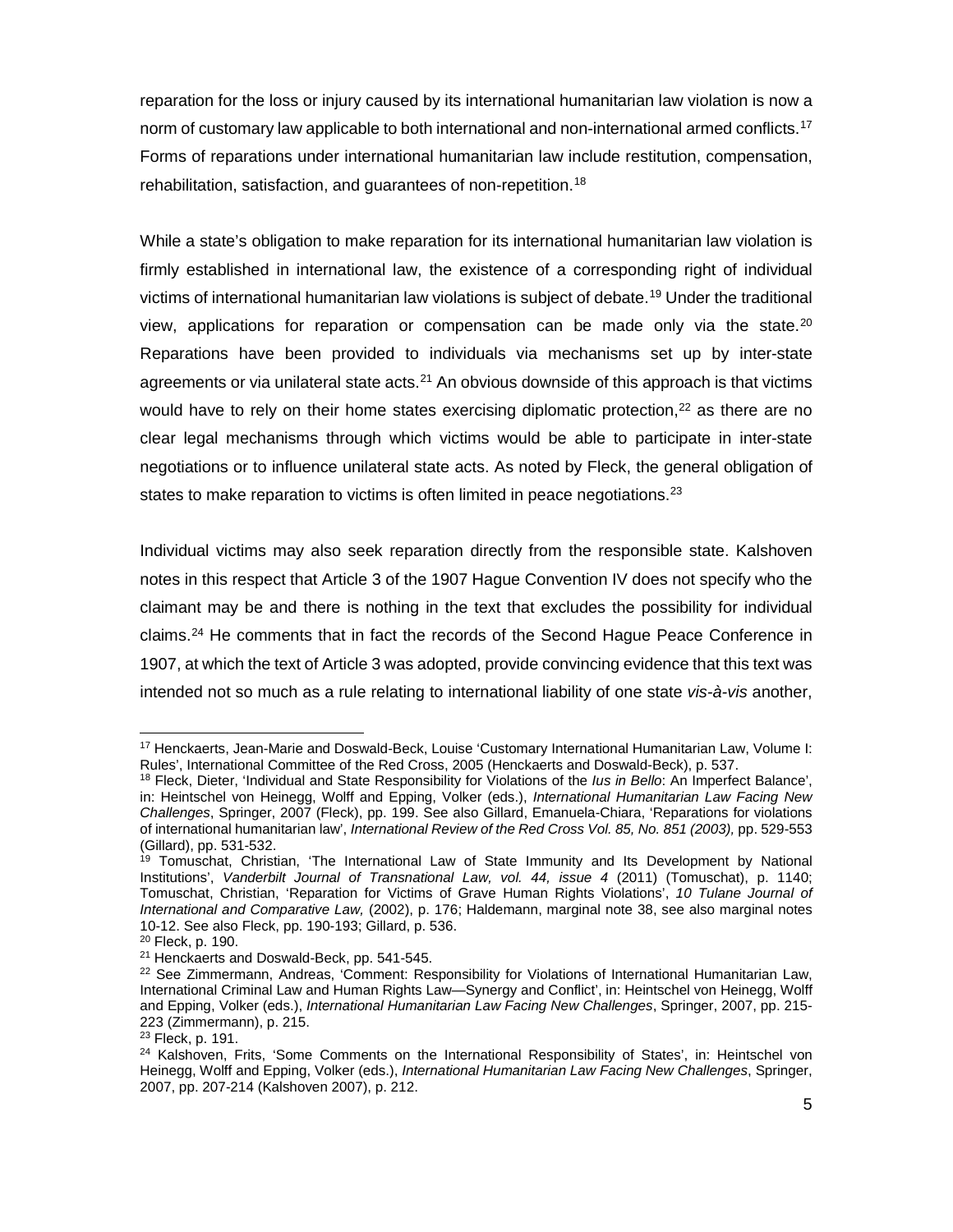reparation for the loss or injury caused by its international humanitarian law violation is now a norm of customary law applicable to both international and non-international armed conflicts.[17] Forms of reparations under international humanitarian law include restitution, compensation, rehabilitation, satisfaction, and guarantees of non-repetition.[18]

While a state's obligation to make reparation for its international humanitarian law violation is firmly established in international law, the existence of a corresponding right of individual victims of international humanitarian law violations is subject of debate.[19] Under the traditional view, applications for reparation or compensation can be made only via the state.[20] Reparations have been provided to individuals via mechanisms set up by inter-state agreements or via unilateral state acts.[21] An obvious downside of this approach is that victims would have to rely on their home states exercising diplomatic protection,[22] as there are no clear legal mechanisms through which victims would be able to participate in inter-state negotiations or to influence unilateral state acts. As noted by Fleck, the general obligation of states to make reparation to victims is often limited in peace negotiations.[23]

Individual victims may also seek reparation directly from the responsible state. Kalshoven notes in this respect that Article 3 of the 1907 Hague Convention IV does not specify who the claimant may be and there is nothing in the text that excludes the possibility for individual claims.[24] He comments that in fact the records of the Second Hague Peace Conference in 1907, at which the text of Article 3 was adopted, provide convincing evidence that this text was intended not so much as a rule relating to international liability of one state *vis-à-vis* another,

---

[17] Henckaerts, Jean-Marie and Doswald-Beck, Louise 'Customary International Humanitarian Law, Volume I: Rules', International Committee of the Red Cross, 2005 (Henckaerts and Doswald-Beck), p. 537.

[18] Fleck, Dieter, 'Individual and State Responsibility for Violations of the *Ius in Bello*: An Imperfect Balance', in: Heintschel von Heinegg, Wolff and Epping, Volker (eds.), *International Humanitarian Law Facing New Challenges*, Springer, 2007 (Fleck), pp. 199. See also Gillard, Emanuela-Chiara, 'Reparations for violations of international humanitarian law', *International Review of the Red Cross Vol. 85, No. 851 (2003),* pp. 529-553 (Gillard), pp. 531-532.

[19] Tomuschat, Christian, 'The International Law of State Immunity and Its Development by National Institutions', *Vanderbilt Journal of Transnational Law, vol. 44, issue 4* (2011) (Tomuschat), p. 1140; Tomuschat, Christian, 'Reparation for Victims of Grave Human Rights Violations', *10 Tulane Journal of International and Comparative Law,* (2002), p. 176; Haldemann, marginal note 38, see also marginal notes 10-12. See also Fleck, pp. 190-193; Gillard, p. 536.

[20] Fleck, p. 190.

[21] Henckaerts and Doswald-Beck, pp. 541-545.

[22] See Zimmermann, Andreas, 'Comment: Responsibility for Violations of International Humanitarian Law, International Criminal Law and Human Rights Law—Synergy and Conflict', in: Heintschel von Heinegg, Wolff and Epping, Volker (eds.), *International Humanitarian Law Facing New Challenges*, Springer, 2007, pp. 215-223 (Zimmermann), p. 215.

[23] Fleck, p. 191.

[24] Kalshoven, Frits, 'Some Comments on the International Responsibility of States', in: Heintschel von Heinegg, Wolff and Epping, Volker (eds.), *International Humanitarian Law Facing New Challenges*, Springer, 2007, pp. 207-214 (Kalshoven 2007), p. 212.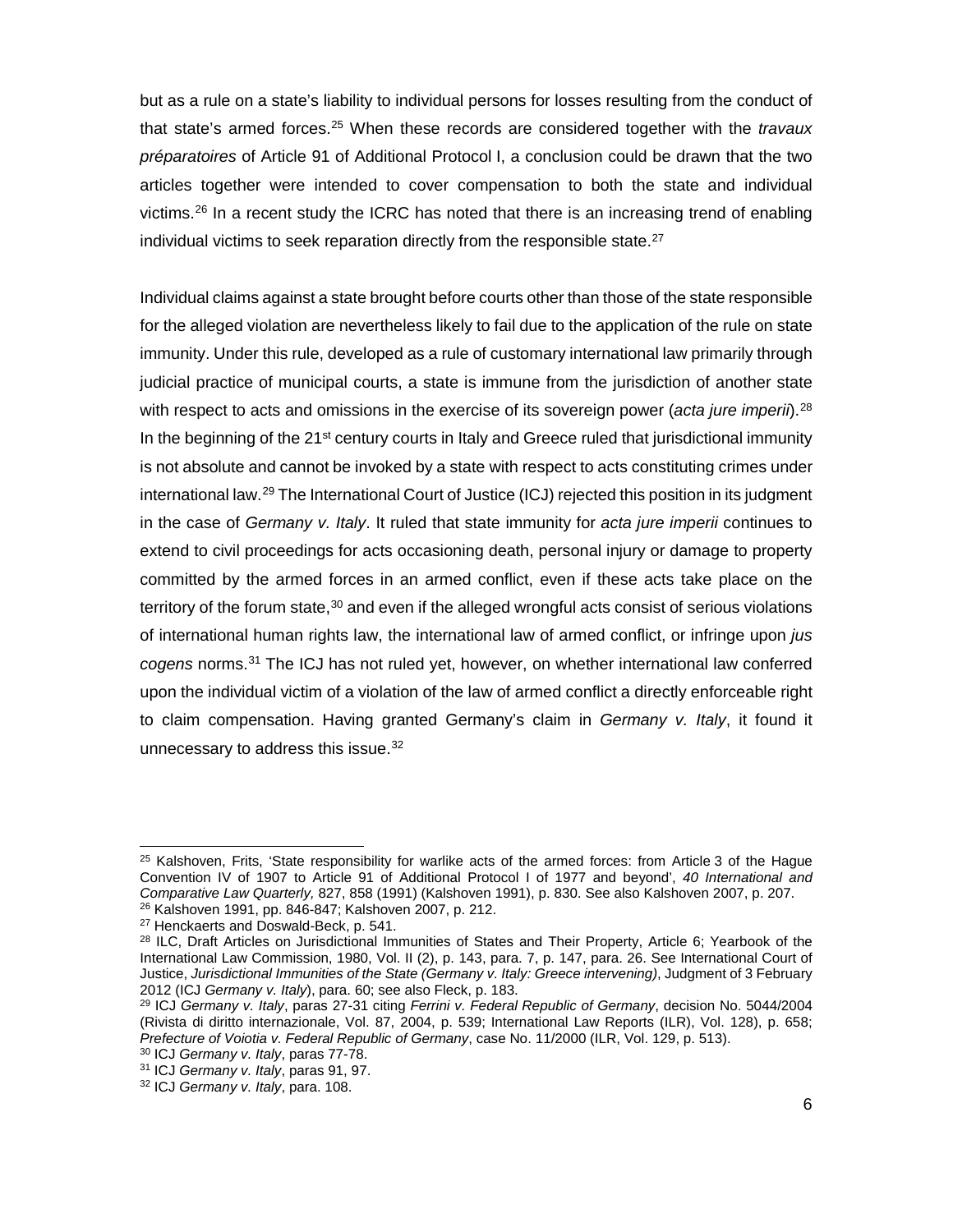but as a rule on a state's liability to individual persons for losses resulting from the conduct of that state's armed forces.[25] When these records are considered together with the *travaux préparatoires* of Article 91 of Additional Protocol I, a conclusion could be drawn that the two articles together were intended to cover compensation to both the state and individual victims.[26] In a recent study the ICRC has noted that there is an increasing trend of enabling individual victims to seek reparation directly from the responsible state.[27]

Individual claims against a state brought before courts other than those of the state responsible for the alleged violation are nevertheless likely to fail due to the application of the rule on state immunity. Under this rule, developed as a rule of customary international law primarily through judicial practice of municipal courts, a state is immune from the jurisdiction of another state with respect to acts and omissions in the exercise of its sovereign power (*acta jure imperii*).[28] In the beginning of the 21st century courts in Italy and Greece ruled that jurisdictional immunity is not absolute and cannot be invoked by a state with respect to acts constituting crimes under international law.[29] The International Court of Justice (ICJ) rejected this position in its judgment in the case of *Germany v. Italy*. It ruled that state immunity for *acta jure imperii* continues to extend to civil proceedings for acts occasioning death, personal injury or damage to property committed by the armed forces in an armed conflict, even if these acts take place on the territory of the forum state,[30] and even if the alleged wrongful acts consist of serious violations of international human rights law, the international law of armed conflict, or infringe upon *jus cogens* norms.[31] The ICJ has not ruled yet, however, on whether international law conferred upon the individual victim of a violation of the law of armed conflict a directly enforceable right to claim compensation. Having granted Germany's claim in *Germany v. Italy*, it found it unnecessary to address this issue.[32]

---

[25] Kalshoven, Frits, 'State responsibility for warlike acts of the armed forces: from Article 3 of the Hague Convention IV of 1907 to Article 91 of Additional Protocol I of 1977 and beyond', *40 International and Comparative Law Quarterly,* 827, 858 (1991) (Kalshoven 1991), p. 830. See also Kalshoven 2007, p. 207.

[26] Kalshoven 1991, pp. 846-847; Kalshoven 2007, p. 212.

[27] Henckaerts and Doswald-Beck, p. 541.

[28] ILC, Draft Articles on Jurisdictional Immunities of States and Their Property, Article 6; Yearbook of the International Law Commission, 1980, Vol. II (2), p. 143, para. 7, p. 147, para. 26. See International Court of Justice, *Jurisdictional Immunities of the State (Germany v. Italy: Greece intervening)*, Judgment of 3 February 2012 (ICJ *Germany v. Italy*), para. 60; see also Fleck, p. 183.

[29] ICJ *Germany v. Italy*, paras 27-31 citing *Ferrini v. Federal Republic of Germany*, decision No. 5044/2004 (Rivista di diritto internazionale, Vol. 87, 2004, p. 539; International Law Reports (ILR), Vol. 128), p. 658; *Prefecture of Voiotia v. Federal Republic of Germany*, case No. 11/2000 (ILR, Vol. 129, p. 513).

[30] ICJ *Germany v. Italy*, paras 77-78.

[31] ICJ *Germany v. Italy*, paras 91, 97.

[32] ICJ *Germany v. Italy*, para. 108.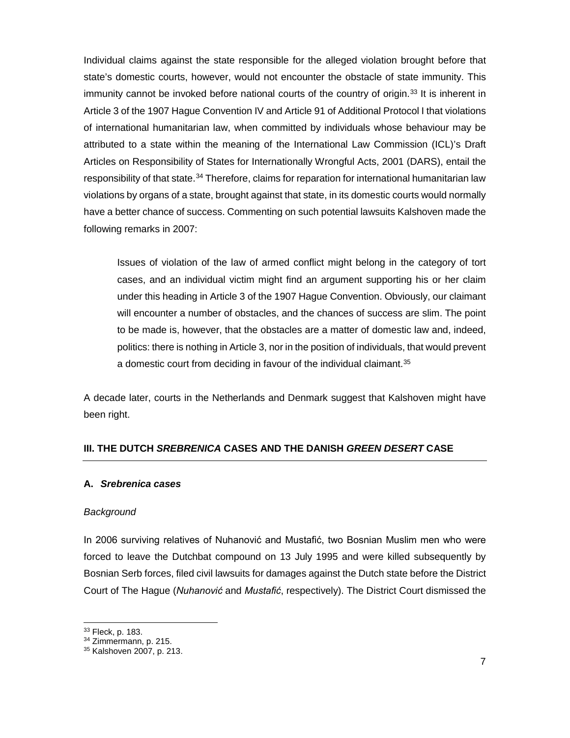Individual claims against the state responsible for the alleged violation brought before that state's domestic courts, however, would not encounter the obstacle of state immunity. This immunity cannot be invoked before national courts of the country of origin.[33] It is inherent in Article 3 of the 1907 Hague Convention IV and Article 91 of Additional Protocol I that violations of international humanitarian law, when committed by individuals whose behaviour may be attributed to a state within the meaning of the International Law Commission (ICL)'s Draft Articles on Responsibility of States for Internationally Wrongful Acts, 2001 (DARS), entail the responsibility of that state.[34] Therefore, claims for reparation for international humanitarian law violations by organs of a state, brought against that state, in its domestic courts would normally have a better chance of success. Commenting on such potential lawsuits Kalshoven made the following remarks in 2007:

> Issues of violation of the law of armed conflict might belong in the category of tort cases, and an individual victim might find an argument supporting his or her claim under this heading in Article 3 of the 1907 Hague Convention. Obviously, our claimant will encounter a number of obstacles, and the chances of success are slim. The point to be made is, however, that the obstacles are a matter of domestic law and, indeed, politics: there is nothing in Article 3, nor in the position of individuals, that would prevent a domestic court from deciding in favour of the individual claimant.[35]

A decade later, courts in the Netherlands and Denmark suggest that Kalshoven might have been right.

## III. THE DUTCH *SREBRENICA* CASES AND THE DANISH *GREEN DESERT* CASE

### A. *Srebrenica cases*

#### *Background*

In 2006 surviving relatives of Nuhanović and Mustafić, two Bosnian Muslim men who were forced to leave the Dutchbat compound on 13 July 1995 and were killed subsequently by Bosnian Serb forces, filed civil lawsuits for damages against the Dutch state before the District Court of The Hague (*Nuhanović* and *Mustafić*, respectively). The District Court dismissed the

---

[33] Fleck, p. 183.

[34] Zimmermann, p. 215.

[35] Kalshoven 2007, p. 213.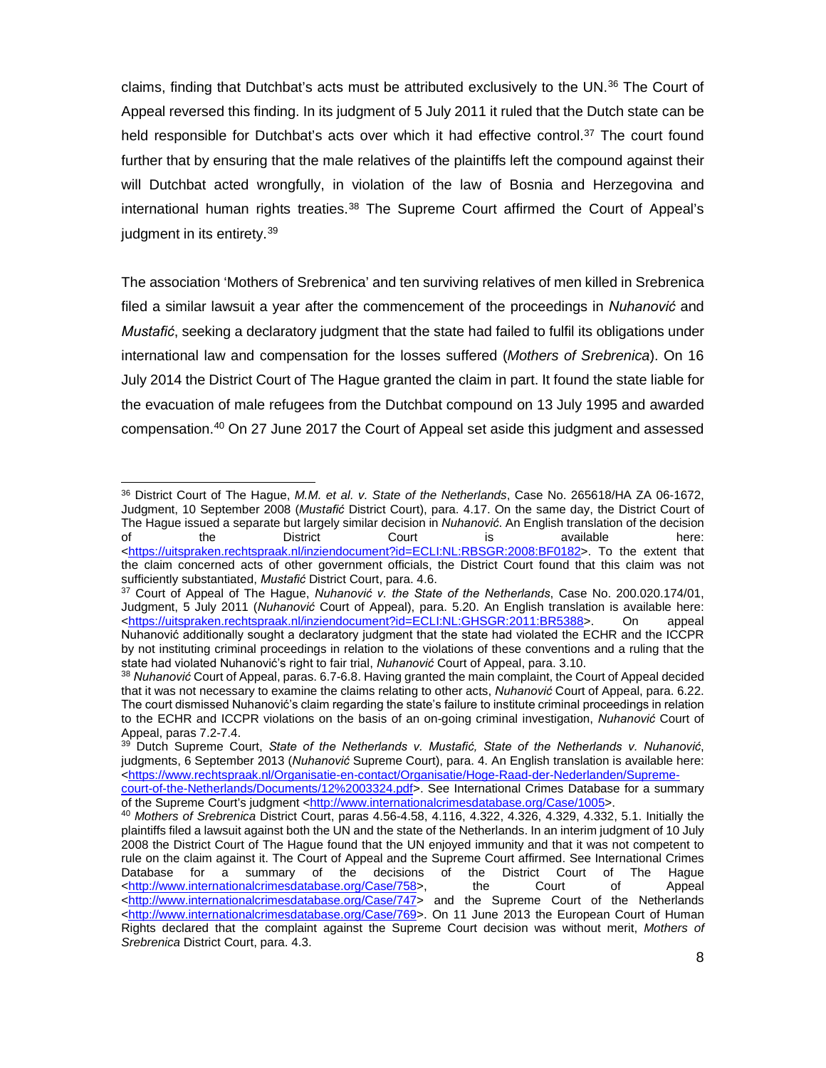claims, finding that Dutchbat's acts must be attributed exclusively to the UN.[36] The Court of Appeal reversed this finding. In its judgment of 5 July 2011 it ruled that the Dutch state can be held responsible for Dutchbat's acts over which it had effective control.[37] The court found further that by ensuring that the male relatives of the plaintiffs left the compound against their will Dutchbat acted wrongfully, in violation of the law of Bosnia and Herzegovina and international human rights treaties.[38] The Supreme Court affirmed the Court of Appeal's judgment in its entirety.[39]

The association 'Mothers of Srebrenica' and ten surviving relatives of men killed in Srebrenica filed a similar lawsuit a year after the commencement of the proceedings in *Nuhanović* and *Mustafić*, seeking a declaratory judgment that the state had failed to fulfil its obligations under international law and compensation for the losses suffered (*Mothers of Srebrenica*). On 16 July 2014 the District Court of The Hague granted the claim in part. It found the state liable for the evacuation of male refugees from the Dutchbat compound on 13 July 1995 and awarded compensation.[40] On 27 June 2017 the Court of Appeal set aside this judgment and assessed

---

[36] District Court of The Hague, *M.M. et al. v. State of the Netherlands*, Case No. 265618/HA ZA 06-1672, Judgment, 10 September 2008 (*Mustafić* District Court), para. 4.17. On the same day, the District Court of The Hague issued a separate but largely similar decision in *Nuhanović*. An English translation of the decision of the District Court is available here: <https://uitspraken.rechtspraak.nl/inziendocument?id=ECLI:NL:RBSGR:2008:BF0182>. To the extent that the claim concerned acts of other government officials, the District Court found that this claim was not sufficiently substantiated, *Mustafić* District Court, para. 4.6.

[37] Court of Appeal of The Hague, *Nuhanović v. the State of the Netherlands*, Case No. 200.020.174/01, Judgment, 5 July 2011 (*Nuhanović* Court of Appeal), para. 5.20. An English translation is available here: <https://uitspraken.rechtspraak.nl/inziendocument?id=ECLI:NL:GHSGR:2011:BR5388>. On appeal Nuhanović additionally sought a declaratory judgment that the state had violated the ECHR and the ICCPR by not instituting criminal proceedings in relation to the violations of these conventions and a ruling that the state had violated Nuhanović's right to fair trial, *Nuhanović* Court of Appeal, para. 3.10.

[38] *Nuhanović* Court of Appeal, paras. 6.7-6.8. Having granted the main complaint, the Court of Appeal decided that it was not necessary to examine the claims relating to other acts, *Nuhanović* Court of Appeal, para. 6.22. The court dismissed Nuhanović's claim regarding the state's failure to institute criminal proceedings in relation to the ECHR and ICCPR violations on the basis of an on-going criminal investigation, *Nuhanović* Court of Appeal, paras 7.2-7.4.

[39] Dutch Supreme Court, *State of the Netherlands v. Mustafić, State of the Netherlands v. Nuhanović*, judgments, 6 September 2013 (*Nuhanović* Supreme Court), para. 4. An English translation is available here: <https://www.rechtspraak.nl/Organisatie-en-contact/Organisatie/Hoge-Raad-der-Nederlanden/Supreme-court-of-the-Netherlands/Documents/12%2003324.pdf>. See International Crimes Database for a summary of the Supreme Court's judgment <http://www.internationalcrimesdatabase.org/Case/1005>.

[40] *Mothers of Srebrenica* District Court, paras 4.56-4.58, 4.116, 4.322, 4.326, 4.329, 4.332, 5.1. Initially the plaintiffs filed a lawsuit against both the UN and the state of the Netherlands. In an interim judgment of 10 July 2008 the District Court of The Hague found that the UN enjoyed immunity and that it was not competent to rule on the claim against it. The Court of Appeal and the Supreme Court affirmed. See International Crimes Database for a summary of the decisions of the District Court of The Hague <http://www.internationalcrimesdatabase.org/Case/758>, the Court of Appeal <http://www.internationalcrimesdatabase.org/Case/747> and the Supreme Court of the Netherlands <http://www.internationalcrimesdatabase.org/Case/769>. On 11 June 2013 the European Court of Human Rights declared that the complaint against the Supreme Court decision was without merit, *Mothers of Srebrenica* District Court, para. 4.3.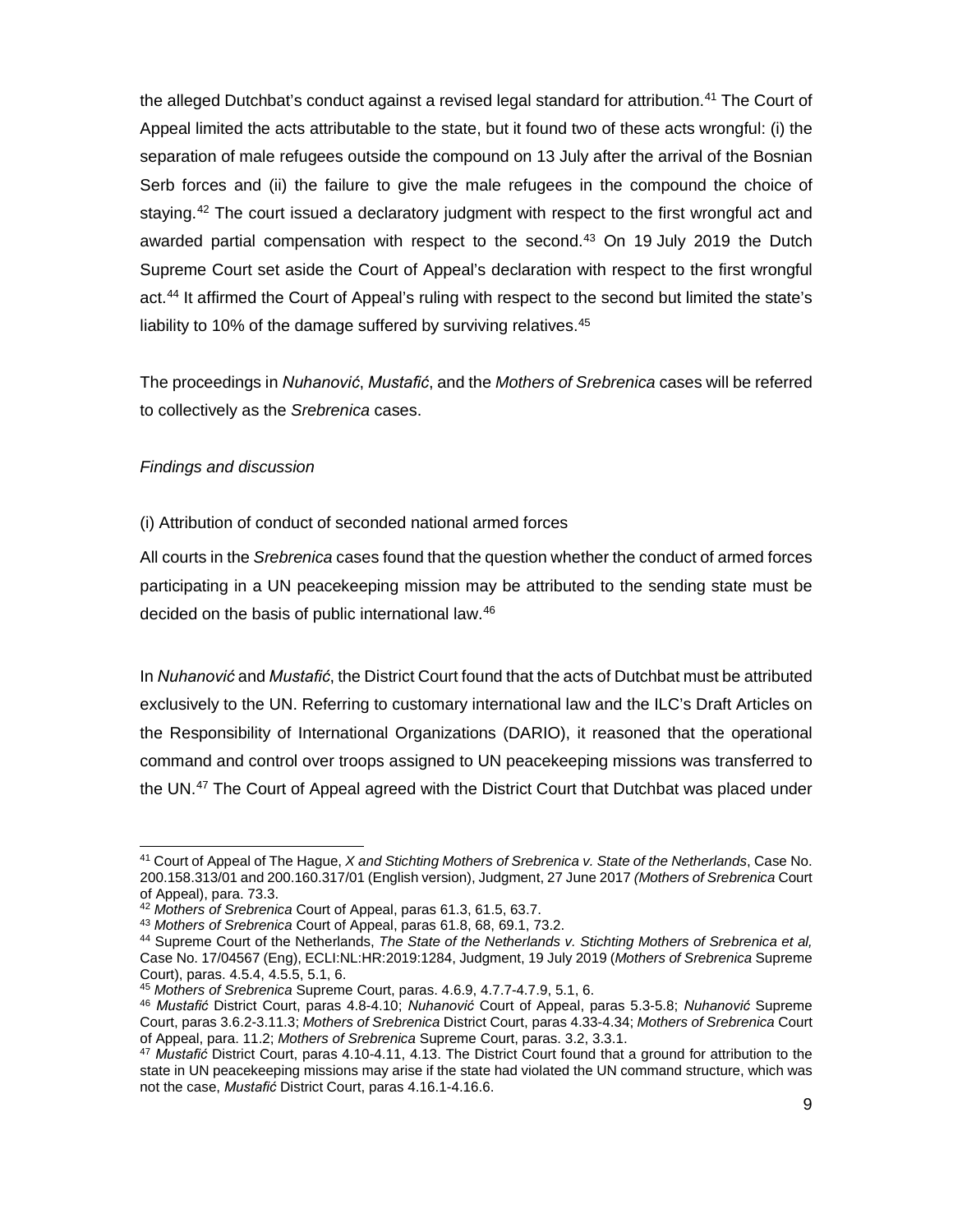the alleged Dutchbat's conduct against a revised legal standard for attribution.[41] The Court of Appeal limited the acts attributable to the state, but it found two of these acts wrongful: (i) the separation of male refugees outside the compound on 13 July after the arrival of the Bosnian Serb forces and (ii) the failure to give the male refugees in the compound the choice of staying.[42] The court issued a declaratory judgment with respect to the first wrongful act and awarded partial compensation with respect to the second.[43] On 19 July 2019 the Dutch Supreme Court set aside the Court of Appeal's declaration with respect to the first wrongful act.[44] It affirmed the Court of Appeal's ruling with respect to the second but limited the state's liability to 10% of the damage suffered by surviving relatives.[45]

The proceedings in *Nuhanović*, *Mustafić*, and the *Mothers of Srebrenica* cases will be referred to collectively as the *Srebrenica* cases.

*Findings and discussion*

(i) Attribution of conduct of seconded national armed forces

All courts in the *Srebrenica* cases found that the question whether the conduct of armed forces participating in a UN peacekeeping mission may be attributed to the sending state must be decided on the basis of public international law.[46]

In *Nuhanović* and *Mustafić*, the District Court found that the acts of Dutchbat must be attributed exclusively to the UN. Referring to customary international law and the ILC's Draft Articles on the Responsibility of International Organizations (DARIO), it reasoned that the operational command and control over troops assigned to UN peacekeeping missions was transferred to the UN.[47] The Court of Appeal agreed with the District Court that Dutchbat was placed under

---

[41] Court of Appeal of The Hague, *X and Stichting Mothers of Srebrenica v. State of the Netherlands*, Case No. 200.158.313/01 and 200.160.317/01 (English version), Judgment, 27 June 2017 *(Mothers of Srebrenica* Court of Appeal), para. 73.3.

[42] *Mothers of Srebrenica* Court of Appeal, paras 61.3, 61.5, 63.7.

[43] *Mothers of Srebrenica* Court of Appeal, paras 61.8, 68, 69.1, 73.2.

[44] Supreme Court of the Netherlands, *The State of the Netherlands v. Stichting Mothers of Srebrenica et al,* Case No. 17/04567 (Eng), ECLI:NL:HR:2019:1284, Judgment, 19 July 2019 (*Mothers of Srebrenica* Supreme Court), paras. 4.5.4, 4.5.5, 5.1, 6.

[45] *Mothers of Srebrenica* Supreme Court, paras. 4.6.9, 4.7.7-4.7.9, 5.1, 6.

[46] *Mustafić* District Court, paras 4.8-4.10; *Nuhanović* Court of Appeal, paras 5.3-5.8; *Nuhanović* Supreme Court, paras 3.6.2-3.11.3; *Mothers of Srebrenica* District Court, paras 4.33-4.34; *Mothers of Srebrenica* Court of Appeal, para. 11.2; *Mothers of Srebrenica* Supreme Court, paras. 3.2, 3.3.1.

[47] *Mustafić* District Court, paras 4.10-4.11, 4.13. The District Court found that a ground for attribution to the state in UN peacekeeping missions may arise if the state had violated the UN command structure, which was not the case, *Mustafić* District Court, paras 4.16.1-4.16.6.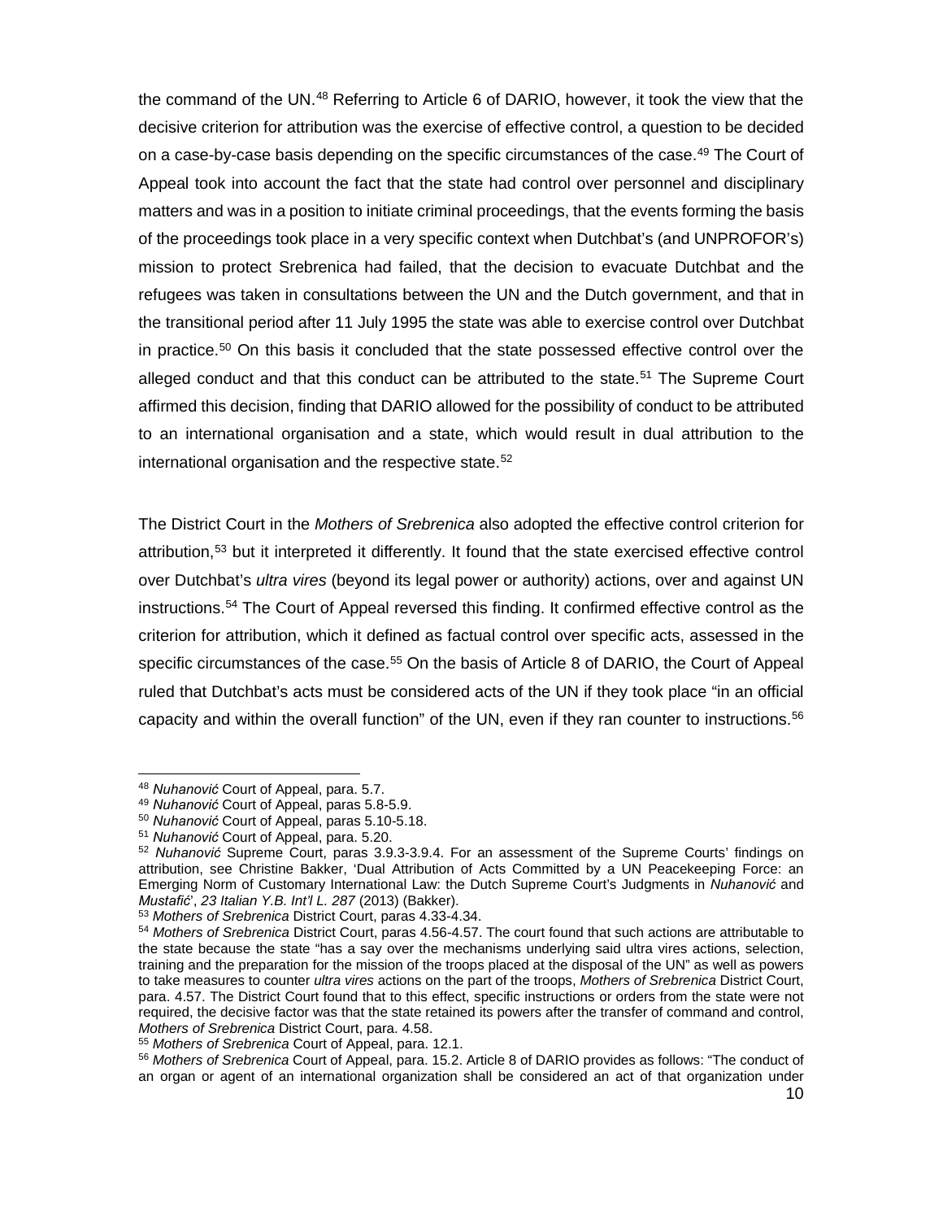the command of the UN.[48] Referring to Article 6 of DARIO, however, it took the view that the decisive criterion for attribution was the exercise of effective control, a question to be decided on a case-by-case basis depending on the specific circumstances of the case.[49] The Court of Appeal took into account the fact that the state had control over personnel and disciplinary matters and was in a position to initiate criminal proceedings, that the events forming the basis of the proceedings took place in a very specific context when Dutchbat's (and UNPROFOR's) mission to protect Srebrenica had failed, that the decision to evacuate Dutchbat and the refugees was taken in consultations between the UN and the Dutch government, and that in the transitional period after 11 July 1995 the state was able to exercise control over Dutchbat in practice.[50] On this basis it concluded that the state possessed effective control over the alleged conduct and that this conduct can be attributed to the state.[51] The Supreme Court affirmed this decision, finding that DARIO allowed for the possibility of conduct to be attributed to an international organisation and a state, which would result in dual attribution to the international organisation and the respective state.[52]

The District Court in the *Mothers of Srebrenica* also adopted the effective control criterion for attribution,[53] but it interpreted it differently. It found that the state exercised effective control over Dutchbat's *ultra vires* (beyond its legal power or authority) actions, over and against UN instructions.[54] The Court of Appeal reversed this finding. It confirmed effective control as the criterion for attribution, which it defined as factual control over specific acts, assessed in the specific circumstances of the case.[55] On the basis of Article 8 of DARIO, the Court of Appeal ruled that Dutchbat's acts must be considered acts of the UN if they took place "in an official capacity and within the overall function" of the UN, even if they ran counter to instructions.[56]

---

[48] *Nuhanović* Court of Appeal, para. 5.7.

[49] *Nuhanović* Court of Appeal, paras 5.8-5.9.

[50] *Nuhanović* Court of Appeal, paras 5.10-5.18.

[51] *Nuhanović* Court of Appeal, para. 5.20.

[52] *Nuhanović* Supreme Court, paras 3.9.3-3.9.4. For an assessment of the Supreme Courts' findings on attribution, see Christine Bakker, 'Dual Attribution of Acts Committed by a UN Peacekeeping Force: an Emerging Norm of Customary International Law: the Dutch Supreme Court's Judgments in *Nuhanović* and *Mustafić*', *23 Italian Y.B. Int'l L. 287* (2013) (Bakker).

[53] *Mothers of Srebrenica* District Court, paras 4.33-4.34.

[54] *Mothers of Srebrenica* District Court, paras 4.56-4.57. The court found that such actions are attributable to the state because the state "has a say over the mechanisms underlying said ultra vires actions, selection, training and the preparation for the mission of the troops placed at the disposal of the UN" as well as powers to take measures to counter *ultra vires* actions on the part of the troops, *Mothers of Srebrenica* District Court, para. 4.57. The District Court found that to this effect, specific instructions or orders from the state were not required, the decisive factor was that the state retained its powers after the transfer of command and control, *Mothers of Srebrenica* District Court, para. 4.58.

[55] *Mothers of Srebrenica* Court of Appeal, para. 12.1.

[56] *Mothers of Srebrenica* Court of Appeal, para. 15.2. Article 8 of DARIO provides as follows: "The conduct of an organ or agent of an international organization shall be considered an act of that organization under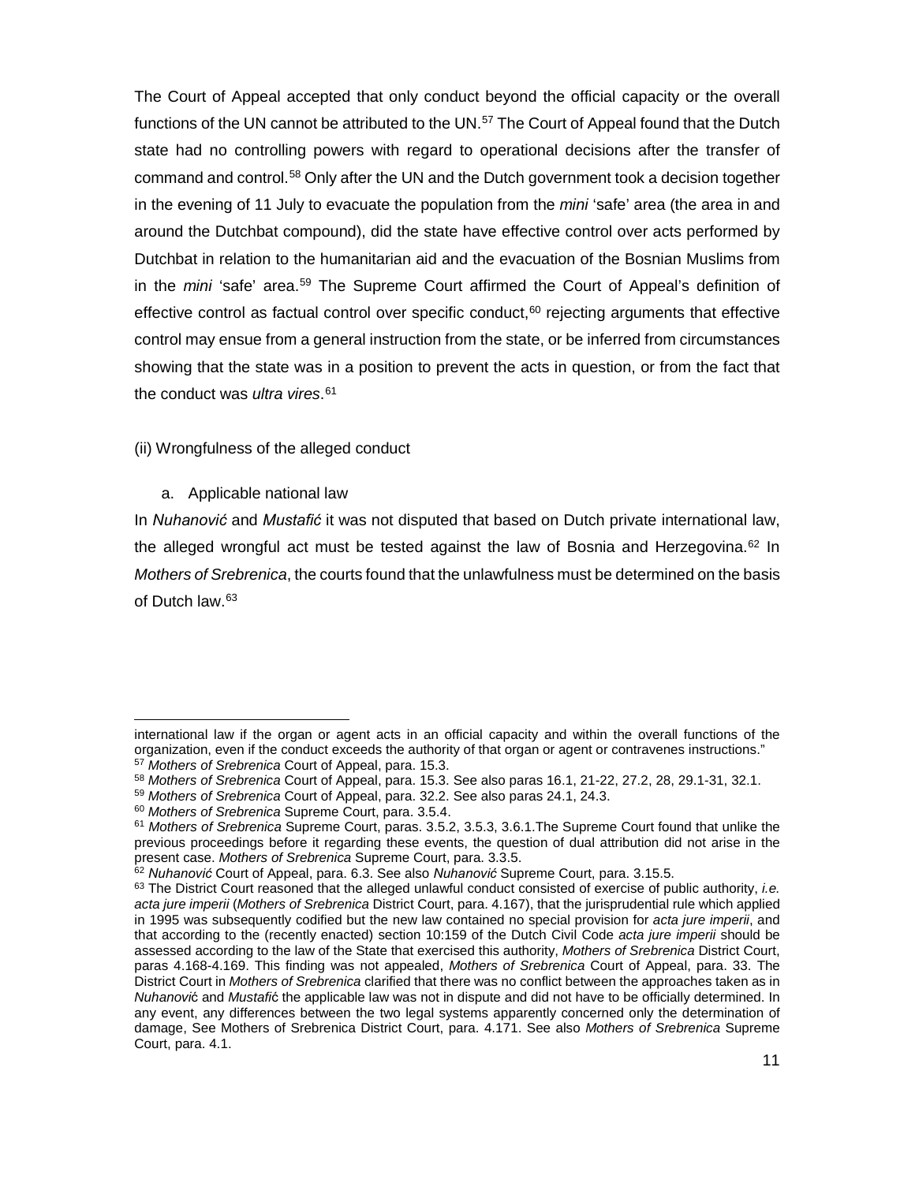The Court of Appeal accepted that only conduct beyond the official capacity or the overall functions of the UN cannot be attributed to the UN.[57] The Court of Appeal found that the Dutch state had no controlling powers with regard to operational decisions after the transfer of command and control.[58] Only after the UN and the Dutch government took a decision together in the evening of 11 July to evacuate the population from the *mini* 'safe' area (the area in and around the Dutchbat compound), did the state have effective control over acts performed by Dutchbat in relation to the humanitarian aid and the evacuation of the Bosnian Muslims from in the *mini* 'safe' area.[59] The Supreme Court affirmed the Court of Appeal's definition of effective control as factual control over specific conduct,[60] rejecting arguments that effective control may ensue from a general instruction from the state, or be inferred from circumstances showing that the state was in a position to prevent the acts in question, or from the fact that the conduct was *ultra vires*.[61]

(ii) Wrongfulness of the alleged conduct

a. Applicable national law

In *Nuhanović* and *Mustafić* it was not disputed that based on Dutch private international law, the alleged wrongful act must be tested against the law of Bosnia and Herzegovina.[62] In *Mothers of Srebrenica*, the courts found that the unlawfulness must be determined on the basis of Dutch law.[63]

---

international law if the organ or agent acts in an official capacity and within the overall functions of the organization, even if the conduct exceeds the authority of that organ or agent or contravenes instructions."

[57] *Mothers of Srebrenica* Court of Appeal, para. 15.3.

[58] *Mothers of Srebrenica* Court of Appeal, para. 15.3. See also paras 16.1, 21-22, 27.2, 28, 29.1-31, 32.1.

[59] *Mothers of Srebrenica* Court of Appeal, para. 32.2. See also paras 24.1, 24.3.

[60] *Mothers of Srebrenica* Supreme Court, para. 3.5.4.

[61] *Mothers of Srebrenica* Supreme Court, paras. 3.5.2, 3.5.3, 3.6.1.The Supreme Court found that unlike the previous proceedings before it regarding these events, the question of dual attribution did not arise in the present case. *Mothers of Srebrenica* Supreme Court, para. 3.3.5.

[62] *Nuhanović* Court of Appeal, para. 6.3. See also *Nuhanović* Supreme Court, para. 3.15.5.

[63] The District Court reasoned that the alleged unlawful conduct consisted of exercise of public authority, *i.e. acta jure imperii* (*Mothers of Srebrenica* District Court, para. 4.167), that the jurisprudential rule which applied in 1995 was subsequently codified but the new law contained no special provision for *acta jure imperii*, and that according to the (recently enacted) section 10:159 of the Dutch Civil Code *acta jure imperii* should be assessed according to the law of the State that exercised this authority, *Mothers of Srebrenica* District Court, paras 4.168-4.169. This finding was not appealed, *Mothers of Srebrenica* Court of Appeal, para. 33. The District Court in *Mothers of Srebrenica* clarified that there was no conflict between the approaches taken as in *Nuhanović* and *Mustafić* the applicable law was not in dispute and did not have to be officially determined. In any event, any differences between the two legal systems apparently concerned only the determination of damage, See Mothers of Srebrenica District Court, para. 4.171. See also *Mothers of Srebrenica* Supreme Court, para. 4.1.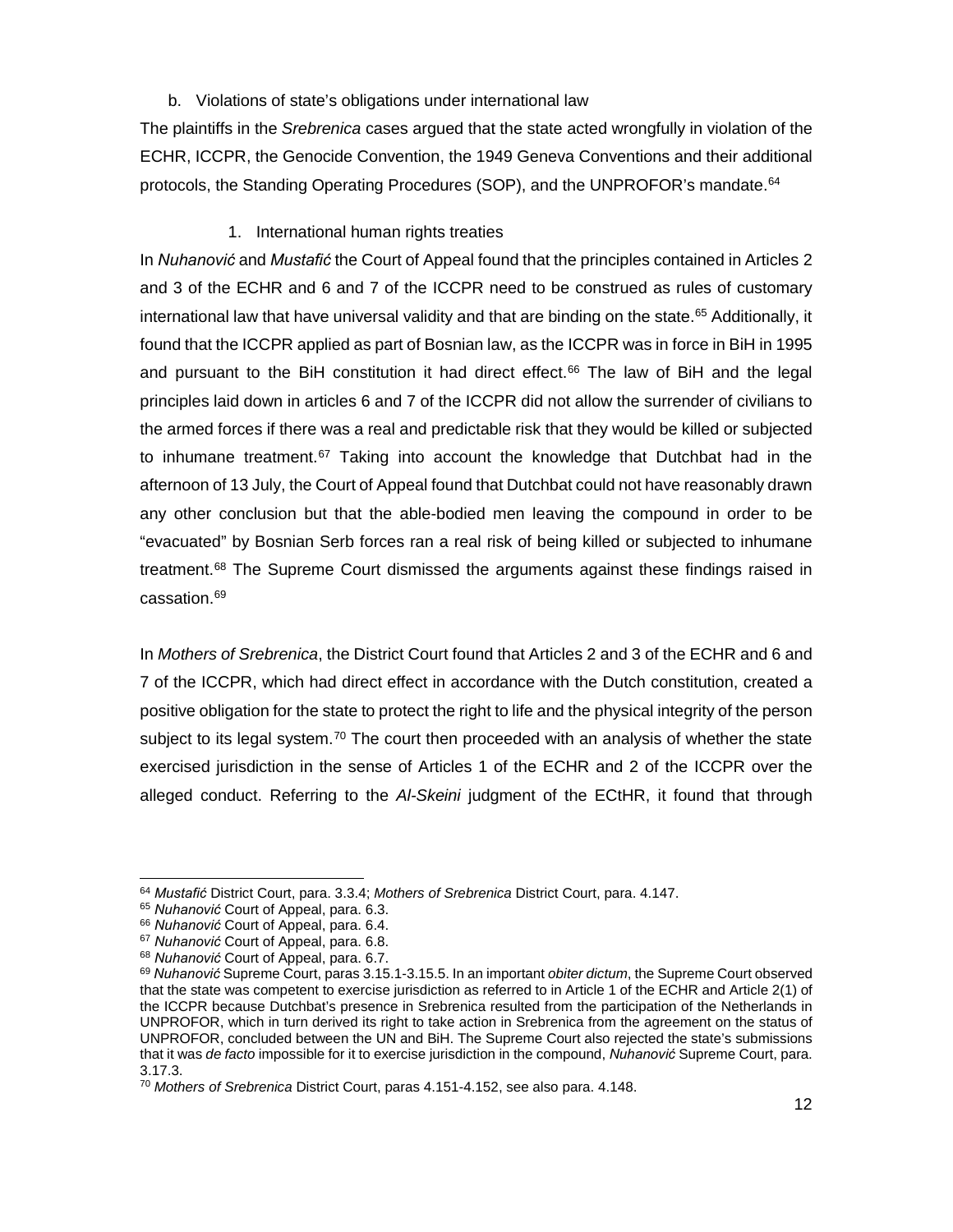b. Violations of state's obligations under international law

The plaintiffs in the *Srebrenica* cases argued that the state acted wrongfully in violation of the ECHR, ICCPR, the Genocide Convention, the 1949 Geneva Conventions and their additional protocols, the Standing Operating Procedures (SOP), and the UNPROFOR's mandate.[64]

1. International human rights treaties

In *Nuhanović* and *Mustafić* the Court of Appeal found that the principles contained in Articles 2 and 3 of the ECHR and 6 and 7 of the ICCPR need to be construed as rules of customary international law that have universal validity and that are binding on the state.[65] Additionally, it found that the ICCPR applied as part of Bosnian law, as the ICCPR was in force in BiH in 1995 and pursuant to the BiH constitution it had direct effect.[66] The law of BiH and the legal principles laid down in articles 6 and 7 of the ICCPR did not allow the surrender of civilians to the armed forces if there was a real and predictable risk that they would be killed or subjected to inhumane treatment.[67] Taking into account the knowledge that Dutchbat had in the afternoon of 13 July, the Court of Appeal found that Dutchbat could not have reasonably drawn any other conclusion but that the able-bodied men leaving the compound in order to be "evacuated" by Bosnian Serb forces ran a real risk of being killed or subjected to inhumane treatment.[68] The Supreme Court dismissed the arguments against these findings raised in cassation.[69]

In *Mothers of Srebrenica*, the District Court found that Articles 2 and 3 of the ECHR and 6 and 7 of the ICCPR, which had direct effect in accordance with the Dutch constitution, created a positive obligation for the state to protect the right to life and the physical integrity of the person subject to its legal system.[70] The court then proceeded with an analysis of whether the state exercised jurisdiction in the sense of Articles 1 of the ECHR and 2 of the ICCPR over the alleged conduct. Referring to the *Al-Skeini* judgment of the ECtHR, it found that through

---

[64] *Mustafić* District Court, para. 3.3.4; *Mothers of Srebrenica* District Court, para. 4.147.

[65] *Nuhanović* Court of Appeal, para. 6.3.

[66] *Nuhanović* Court of Appeal, para. 6.4.

[67] *Nuhanović* Court of Appeal, para. 6.8.

[68] *Nuhanović* Court of Appeal, para. 6.7.

[69] *Nuhanović* Supreme Court, paras 3.15.1-3.15.5. In an important *obiter dictum*, the Supreme Court observed that the state was competent to exercise jurisdiction as referred to in Article 1 of the ECHR and Article 2(1) of the ICCPR because Dutchbat's presence in Srebrenica resulted from the participation of the Netherlands in UNPROFOR, which in turn derived its right to take action in Srebrenica from the agreement on the status of UNPROFOR, concluded between the UN and BiH. The Supreme Court also rejected the state's submissions that it was *de facto* impossible for it to exercise jurisdiction in the compound, *Nuhanović* Supreme Court, para. 3.17.3.

[70] *Mothers of Srebrenica* District Court, paras 4.151-4.152, see also para. 4.148.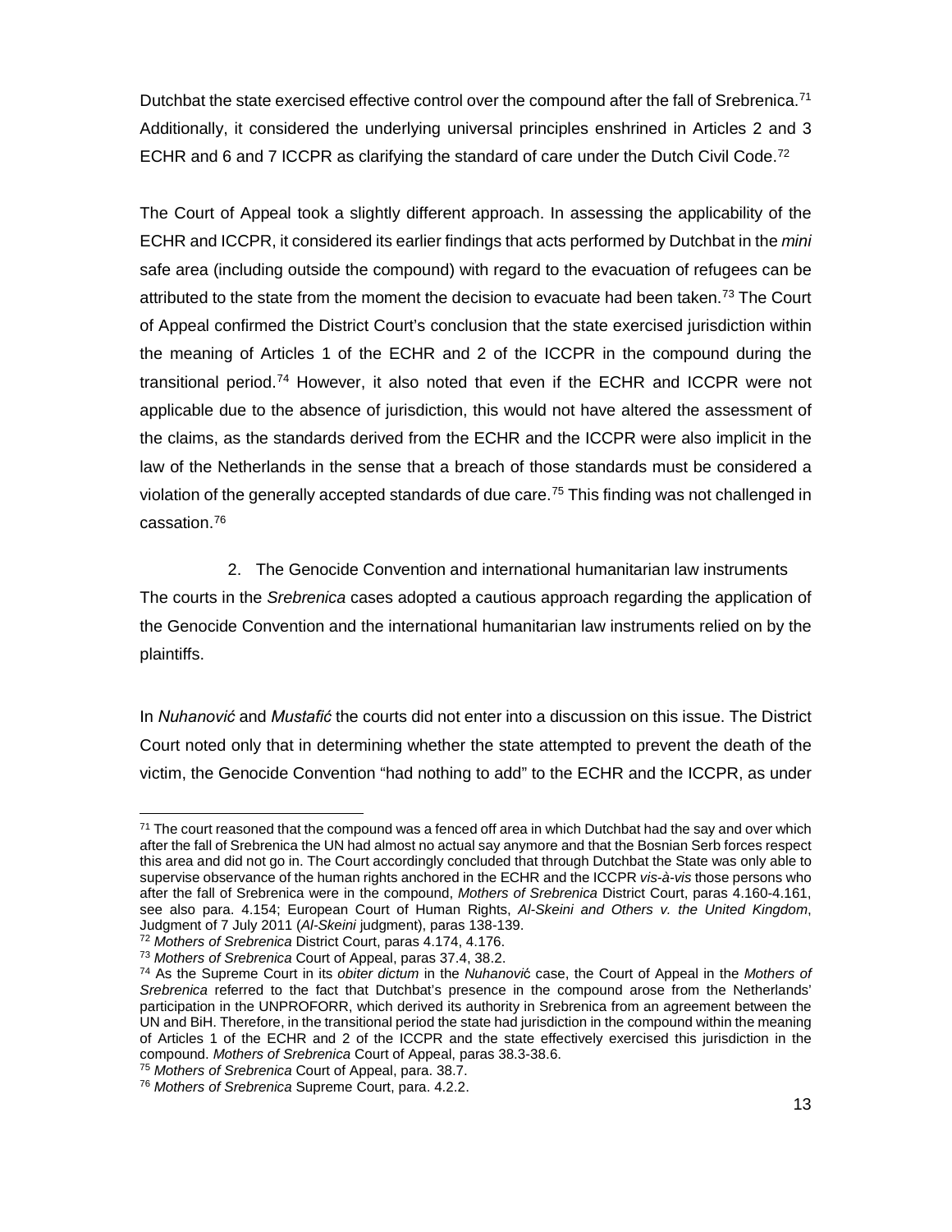Dutchbat the state exercised effective control over the compound after the fall of Srebrenica.[71] Additionally, it considered the underlying universal principles enshrined in Articles 2 and 3 ECHR and 6 and 7 ICCPR as clarifying the standard of care under the Dutch Civil Code.[72]

The Court of Appeal took a slightly different approach. In assessing the applicability of the ECHR and ICCPR, it considered its earlier findings that acts performed by Dutchbat in the *mini* safe area (including outside the compound) with regard to the evacuation of refugees can be attributed to the state from the moment the decision to evacuate had been taken.[73] The Court of Appeal confirmed the District Court's conclusion that the state exercised jurisdiction within the meaning of Articles 1 of the ECHR and 2 of the ICCPR in the compound during the transitional period.[74] However, it also noted that even if the ECHR and ICCPR were not applicable due to the absence of jurisdiction, this would not have altered the assessment of the claims, as the standards derived from the ECHR and the ICCPR were also implicit in the law of the Netherlands in the sense that a breach of those standards must be considered a violation of the generally accepted standards of due care.[75] This finding was not challenged in cassation.[76]

### 2. The Genocide Convention and international humanitarian law instruments

The courts in the *Srebrenica* cases adopted a cautious approach regarding the application of the Genocide Convention and the international humanitarian law instruments relied on by the plaintiffs.

In *Nuhanović* and *Mustafić* the courts did not enter into a discussion on this issue. The District Court noted only that in determining whether the state attempted to prevent the death of the victim, the Genocide Convention "had nothing to add" to the ECHR and the ICCPR, as under

---

[71] The court reasoned that the compound was a fenced off area in which Dutchbat had the say and over which after the fall of Srebrenica the UN had almost no actual say anymore and that the Bosnian Serb forces respect this area and did not go in. The Court accordingly concluded that through Dutchbat the State was only able to supervise observance of the human rights anchored in the ECHR and the ICCPR *vis-à-vis* those persons who after the fall of Srebrenica were in the compound, *Mothers of Srebrenica* District Court, paras 4.160-4.161, see also para. 4.154; European Court of Human Rights, *Al-Skeini and Others v. the United Kingdom*, Judgment of 7 July 2011 (*Al-Skeini* judgment), paras 138-139.

[72] *Mothers of Srebrenica* District Court, paras 4.174, 4.176.

[73] *Mothers of Srebrenica* Court of Appeal, paras 37.4, 38.2.

[74] As the Supreme Court in its *obiter dictum* in the *Nuhanović* case, the Court of Appeal in the *Mothers of Srebrenica* referred to the fact that Dutchbat's presence in the compound arose from the Netherlands' participation in the UNPROFORR, which derived its authority in Srebrenica from an agreement between the UN and BiH. Therefore, in the transitional period the state had jurisdiction in the compound within the meaning of Articles 1 of the ECHR and 2 of the ICCPR and the state effectively exercised this jurisdiction in the compound. *Mothers of Srebrenica* Court of Appeal, paras 38.3-38.6.

[75] *Mothers of Srebrenica* Court of Appeal, para. 38.7.

[76] *Mothers of Srebrenica* Supreme Court, para. 4.2.2.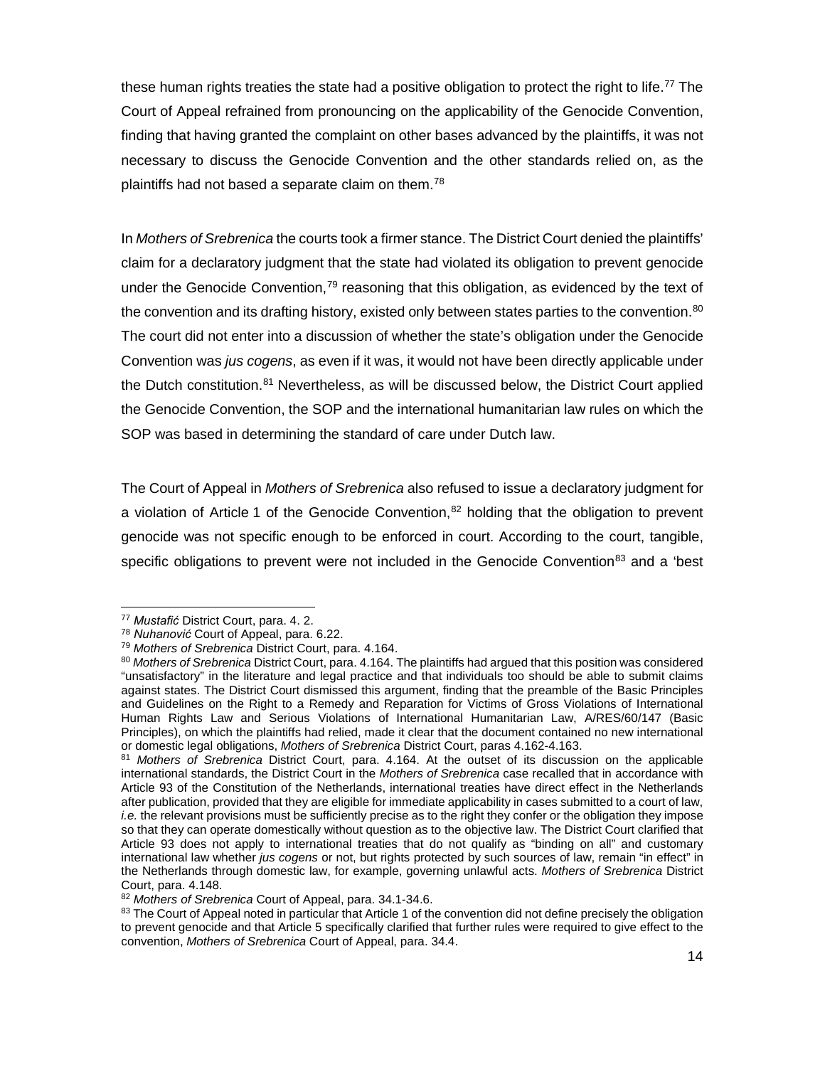these human rights treaties the state had a positive obligation to protect the right to life.[77] The Court of Appeal refrained from pronouncing on the applicability of the Genocide Convention, finding that having granted the complaint on other bases advanced by the plaintiffs, it was not necessary to discuss the Genocide Convention and the other standards relied on, as the plaintiffs had not based a separate claim on them.[78]

In *Mothers of Srebrenica* the courts took a firmer stance. The District Court denied the plaintiffs' claim for a declaratory judgment that the state had violated its obligation to prevent genocide under the Genocide Convention,[79] reasoning that this obligation, as evidenced by the text of the convention and its drafting history, existed only between states parties to the convention.[80] The court did not enter into a discussion of whether the state's obligation under the Genocide Convention was *jus cogens*, as even if it was, it would not have been directly applicable under the Dutch constitution.[81] Nevertheless, as will be discussed below, the District Court applied the Genocide Convention, the SOP and the international humanitarian law rules on which the SOP was based in determining the standard of care under Dutch law.

The Court of Appeal in *Mothers of Srebrenica* also refused to issue a declaratory judgment for a violation of Article 1 of the Genocide Convention,[82] holding that the obligation to prevent genocide was not specific enough to be enforced in court. According to the court, tangible, specific obligations to prevent were not included in the Genocide Convention[83] and a 'best

---

[77] *Mustafić* District Court, para. 4. 2.

[78] *Nuhanović* Court of Appeal, para. 6.22.

[79] *Mothers of Srebrenica* District Court, para. 4.164.

[80] *Mothers of Srebrenica* District Court, para. 4.164. The plaintiffs had argued that this position was considered "unsatisfactory" in the literature and legal practice and that individuals too should be able to submit claims against states. The District Court dismissed this argument, finding that the preamble of the Basic Principles and Guidelines on the Right to a Remedy and Reparation for Victims of Gross Violations of International Human Rights Law and Serious Violations of International Humanitarian Law, A/RES/60/147 (Basic Principles), on which the plaintiffs had relied, made it clear that the document contained no new international or domestic legal obligations, *Mothers of Srebrenica* District Court, paras 4.162-4.163.

[81] *Mothers of Srebrenica* District Court, para. 4.164. At the outset of its discussion on the applicable international standards, the District Court in the *Mothers of Srebrenica* case recalled that in accordance with Article 93 of the Constitution of the Netherlands, international treaties have direct effect in the Netherlands after publication, provided that they are eligible for immediate applicability in cases submitted to a court of law, *i.e.* the relevant provisions must be sufficiently precise as to the right they confer or the obligation they impose so that they can operate domestically without question as to the objective law. The District Court clarified that Article 93 does not apply to international treaties that do not qualify as "binding on all" and customary international law whether *jus cogens* or not, but rights protected by such sources of law, remain "in effect" in the Netherlands through domestic law, for example, governing unlawful acts. *Mothers of Srebrenica* District Court, para. 4.148.

[82] *Mothers of Srebrenica* Court of Appeal, para. 34.1-34.6.

[83] The Court of Appeal noted in particular that Article 1 of the convention did not define precisely the obligation to prevent genocide and that Article 5 specifically clarified that further rules were required to give effect to the convention, *Mothers of Srebrenica* Court of Appeal, para. 34.4.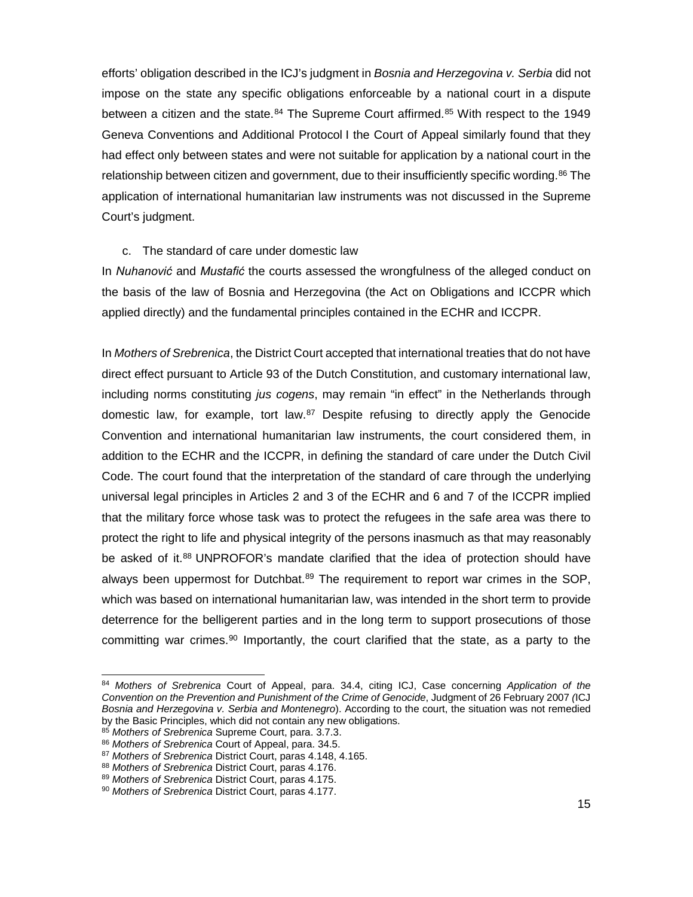efforts' obligation described in the ICJ's judgment in *Bosnia and Herzegovina v. Serbia* did not impose on the state any specific obligations enforceable by a national court in a dispute between a citizen and the state.[84] The Supreme Court affirmed.[85] With respect to the 1949 Geneva Conventions and Additional Protocol I the Court of Appeal similarly found that they had effect only between states and were not suitable for application by a national court in the relationship between citizen and government, due to their insufficiently specific wording.[86] The application of international humanitarian law instruments was not discussed in the Supreme Court's judgment.

c. The standard of care under domestic law

In *Nuhanović* and *Mustafić* the courts assessed the wrongfulness of the alleged conduct on the basis of the law of Bosnia and Herzegovina (the Act on Obligations and ICCPR which applied directly) and the fundamental principles contained in the ECHR and ICCPR.

In *Mothers of Srebrenica*, the District Court accepted that international treaties that do not have direct effect pursuant to Article 93 of the Dutch Constitution, and customary international law, including norms constituting *jus cogens*, may remain "in effect" in the Netherlands through domestic law, for example, tort law.[87] Despite refusing to directly apply the Genocide Convention and international humanitarian law instruments, the court considered them, in addition to the ECHR and the ICCPR, in defining the standard of care under the Dutch Civil Code. The court found that the interpretation of the standard of care through the underlying universal legal principles in Articles 2 and 3 of the ECHR and 6 and 7 of the ICCPR implied that the military force whose task was to protect the refugees in the safe area was there to protect the right to life and physical integrity of the persons inasmuch as that may reasonably be asked of it.[88] UNPROFOR's mandate clarified that the idea of protection should have always been uppermost for Dutchbat.[89] The requirement to report war crimes in the SOP, which was based on international humanitarian law, was intended in the short term to provide deterrence for the belligerent parties and in the long term to support prosecutions of those committing war crimes.[90] Importantly, the court clarified that the state, as a party to the

---

[84] *Mothers of Srebrenica* Court of Appeal, para. 34.4, citing ICJ, Case concerning *Application of the Convention on the Prevention and Punishment of the Crime of Genocide*, Judgment of 26 February 2007 *(*ICJ *Bosnia and Herzegovina v. Serbia and Montenegro*). According to the court, the situation was not remedied by the Basic Principles, which did not contain any new obligations.

[85] *Mothers of Srebrenica* Supreme Court, para. 3.7.3.

[86] *Mothers of Srebrenica* Court of Appeal, para. 34.5.

[87] *Mothers of Srebrenica* District Court, paras 4.148, 4.165.

[88] *Mothers of Srebrenica* District Court, paras 4.176.

[89] *Mothers of Srebrenica* District Court, paras 4.175.

[90] *Mothers of Srebrenica* District Court, paras 4.177.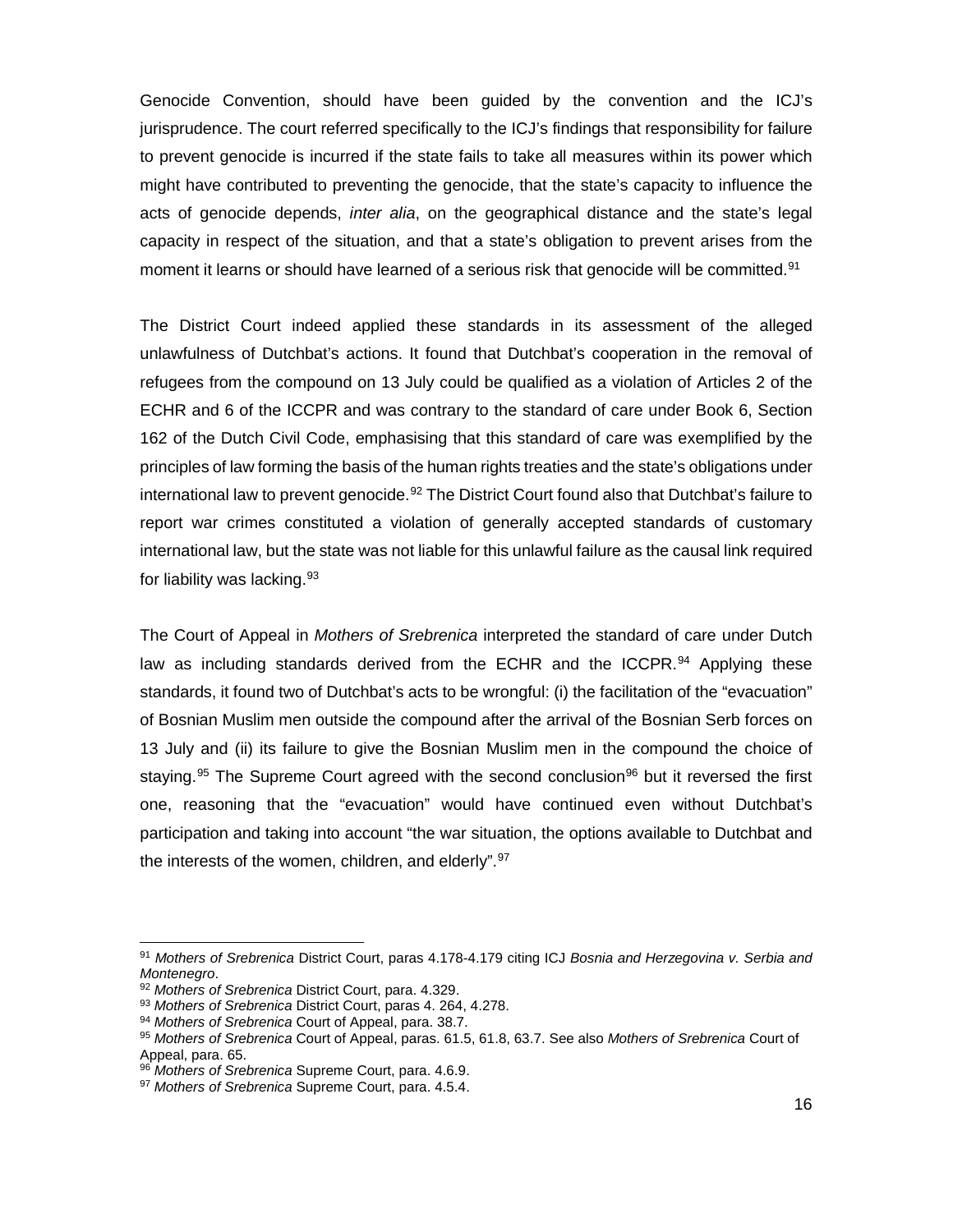Genocide Convention, should have been guided by the convention and the ICJ's jurisprudence. The court referred specifically to the ICJ's findings that responsibility for failure to prevent genocide is incurred if the state fails to take all measures within its power which might have contributed to preventing the genocide, that the state's capacity to influence the acts of genocide depends, *inter alia*, on the geographical distance and the state's legal capacity in respect of the situation, and that a state's obligation to prevent arises from the moment it learns or should have learned of a serious risk that genocide will be committed.[91]

The District Court indeed applied these standards in its assessment of the alleged unlawfulness of Dutchbat's actions. It found that Dutchbat's cooperation in the removal of refugees from the compound on 13 July could be qualified as a violation of Articles 2 of the ECHR and 6 of the ICCPR and was contrary to the standard of care under Book 6, Section 162 of the Dutch Civil Code, emphasising that this standard of care was exemplified by the principles of law forming the basis of the human rights treaties and the state's obligations under international law to prevent genocide.[92] The District Court found also that Dutchbat's failure to report war crimes constituted a violation of generally accepted standards of customary international law, but the state was not liable for this unlawful failure as the causal link required for liability was lacking.[93]

The Court of Appeal in *Mothers of Srebrenica* interpreted the standard of care under Dutch law as including standards derived from the ECHR and the ICCPR.[94] Applying these standards, it found two of Dutchbat's acts to be wrongful: (i) the facilitation of the "evacuation" of Bosnian Muslim men outside the compound after the arrival of the Bosnian Serb forces on 13 July and (ii) its failure to give the Bosnian Muslim men in the compound the choice of staying.[95] The Supreme Court agreed with the second conclusion[96] but it reversed the first one, reasoning that the "evacuation" would have continued even without Dutchbat's participation and taking into account "the war situation, the options available to Dutchbat and the interests of the women, children, and elderly".[97]

---

[91] *Mothers of Srebrenica* District Court, paras 4.178-4.179 citing ICJ *Bosnia and Herzegovina v. Serbia and Montenegro*.

[92] *Mothers of Srebrenica* District Court, para. 4.329.

[93] *Mothers of Srebrenica* District Court, paras 4. 264, 4.278.

[94] *Mothers of Srebrenica* Court of Appeal, para. 38.7.

[95] *Mothers of Srebrenica* Court of Appeal, paras. 61.5, 61.8, 63.7. See also *Mothers of Srebrenica* Court of Appeal, para. 65.

[96] *Mothers of Srebrenica* Supreme Court, para. 4.6.9.

[97] *Mothers of Srebrenica* Supreme Court, para. 4.5.4.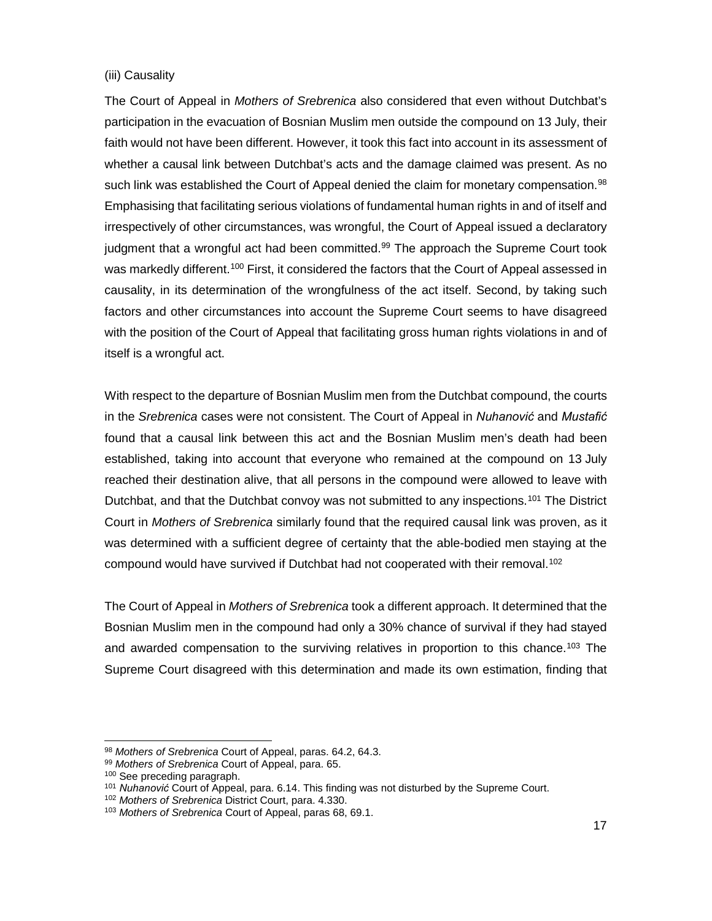(iii) Causality

The Court of Appeal in *Mothers of Srebrenica* also considered that even without Dutchbat's participation in the evacuation of Bosnian Muslim men outside the compound on 13 July, their faith would not have been different. However, it took this fact into account in its assessment of whether a causal link between Dutchbat's acts and the damage claimed was present. As no such link was established the Court of Appeal denied the claim for monetary compensation.[98] Emphasising that facilitating serious violations of fundamental human rights in and of itself and irrespectively of other circumstances, was wrongful, the Court of Appeal issued a declaratory judgment that a wrongful act had been committed.[99] The approach the Supreme Court took was markedly different.[100] First, it considered the factors that the Court of Appeal assessed in causality, in its determination of the wrongfulness of the act itself. Second, by taking such factors and other circumstances into account the Supreme Court seems to have disagreed with the position of the Court of Appeal that facilitating gross human rights violations in and of itself is a wrongful act.

With respect to the departure of Bosnian Muslim men from the Dutchbat compound, the courts in the *Srebrenica* cases were not consistent. The Court of Appeal in *Nuhanović* and *Mustafić* found that a causal link between this act and the Bosnian Muslim men's death had been established, taking into account that everyone who remained at the compound on 13 July reached their destination alive, that all persons in the compound were allowed to leave with Dutchbat, and that the Dutchbat convoy was not submitted to any inspections.[101] The District Court in *Mothers of Srebrenica* similarly found that the required causal link was proven, as it was determined with a sufficient degree of certainty that the able-bodied men staying at the compound would have survived if Dutchbat had not cooperated with their removal.[102]

The Court of Appeal in *Mothers of Srebrenica* took a different approach. It determined that the Bosnian Muslim men in the compound had only a 30% chance of survival if they had stayed and awarded compensation to the surviving relatives in proportion to this chance.[103] The Supreme Court disagreed with this determination and made its own estimation, finding that

[98] *Mothers of Srebrenica* Court of Appeal, paras. 64.2, 64.3.

[99] *Mothers of Srebrenica* Court of Appeal, para. 65.

[100] See preceding paragraph.

[101] *Nuhanović* Court of Appeal, para. 6.14. This finding was not disturbed by the Supreme Court.

[102] *Mothers of Srebrenica* District Court, para. 4.330.

[103] *Mothers of Srebrenica* Court of Appeal, paras 68, 69.1.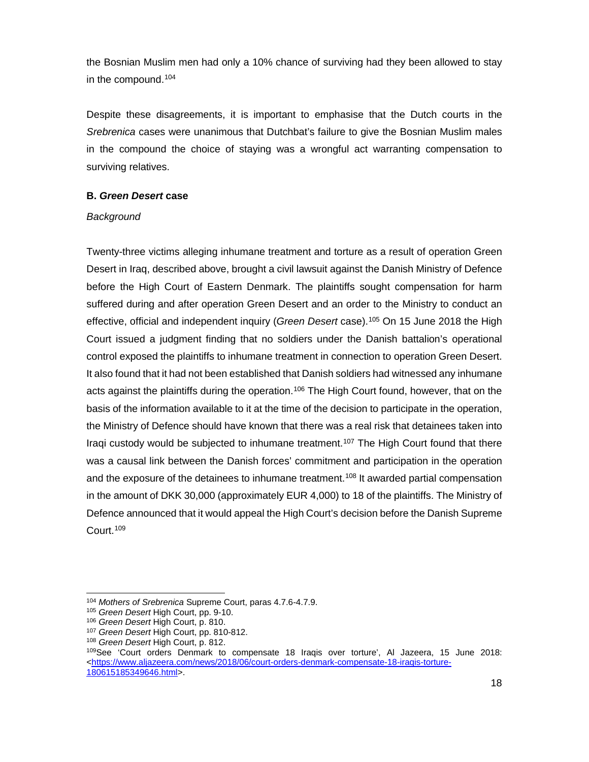the Bosnian Muslim men had only a 10% chance of surviving had they been allowed to stay in the compound.[104]

Despite these disagreements, it is important to emphasise that the Dutch courts in the *Srebrenica* cases were unanimous that Dutchbat's failure to give the Bosnian Muslim males in the compound the choice of staying was a wrongful act warranting compensation to surviving relatives.

**B. *Green Desert* case**

*Background*

Twenty-three victims alleging inhumane treatment and torture as a result of operation Green Desert in Iraq, described above, brought a civil lawsuit against the Danish Ministry of Defence before the High Court of Eastern Denmark. The plaintiffs sought compensation for harm suffered during and after operation Green Desert and an order to the Ministry to conduct an effective, official and independent inquiry (*Green Desert* case).[105] On 15 June 2018 the High Court issued a judgment finding that no soldiers under the Danish battalion's operational control exposed the plaintiffs to inhumane treatment in connection to operation Green Desert. It also found that it had not been established that Danish soldiers had witnessed any inhumane acts against the plaintiffs during the operation.[106] The High Court found, however, that on the basis of the information available to it at the time of the decision to participate in the operation, the Ministry of Defence should have known that there was a real risk that detainees taken into Iraqi custody would be subjected to inhumane treatment.[107] The High Court found that there was a causal link between the Danish forces' commitment and participation in the operation and the exposure of the detainees to inhumane treatment.[108] It awarded partial compensation in the amount of DKK 30,000 (approximately EUR 4,000) to 18 of the plaintiffs. The Ministry of Defence announced that it would appeal the High Court's decision before the Danish Supreme Court.[109]

---

[104] *Mothers of Srebrenica* Supreme Court, paras 4.7.6-4.7.9.

[105] *Green Desert* High Court, pp. 9-10.

[106] *Green Desert* High Court, p. 810.

[107] *Green Desert* High Court, pp. 810-812.

[108] *Green Desert* High Court, p. 812.

[109] See 'Court orders Denmark to compensate 18 Iraqis over torture', Al Jazeera, 15 June 2018: <https://www.aljazeera.com/news/2018/06/court-orders-denmark-compensate-18-iraqis-torture-180615185349646.html>.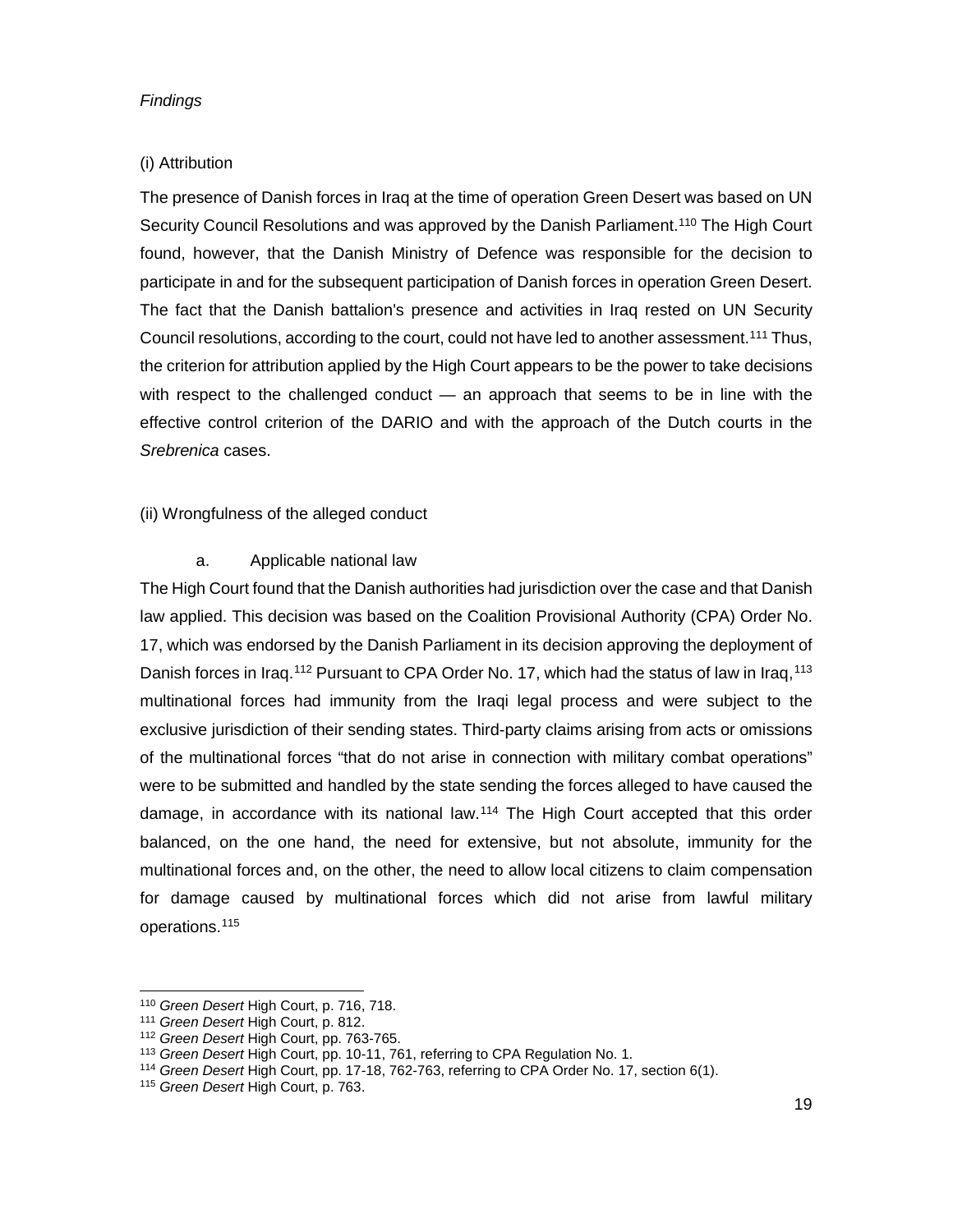*Findings*

(i) Attribution

The presence of Danish forces in Iraq at the time of operation Green Desert was based on UN Security Council Resolutions and was approved by the Danish Parliament.[110] The High Court found, however, that the Danish Ministry of Defence was responsible for the decision to participate in and for the subsequent participation of Danish forces in operation Green Desert. The fact that the Danish battalion's presence and activities in Iraq rested on UN Security Council resolutions, according to the court, could not have led to another assessment.[111] Thus, the criterion for attribution applied by the High Court appears to be the power to take decisions with respect to the challenged conduct — an approach that seems to be in line with the effective control criterion of the DARIO and with the approach of the Dutch courts in the *Srebrenica* cases.

(ii) Wrongfulness of the alleged conduct

a. Applicable national law

The High Court found that the Danish authorities had jurisdiction over the case and that Danish law applied. This decision was based on the Coalition Provisional Authority (CPA) Order No. 17, which was endorsed by the Danish Parliament in its decision approving the deployment of Danish forces in Iraq.[112] Pursuant to CPA Order No. 17, which had the status of law in Iraq,[113] multinational forces had immunity from the Iraqi legal process and were subject to the exclusive jurisdiction of their sending states. Third-party claims arising from acts or omissions of the multinational forces "that do not arise in connection with military combat operations" were to be submitted and handled by the state sending the forces alleged to have caused the damage, in accordance with its national law.[114] The High Court accepted that this order balanced, on the one hand, the need for extensive, but not absolute, immunity for the multinational forces and, on the other, the need to allow local citizens to claim compensation for damage caused by multinational forces which did not arise from lawful military operations.[115]

---

[110] *Green Desert* High Court, p. 716, 718.

[111] *Green Desert* High Court, p. 812.

[112] *Green Desert* High Court, pp. 763-765.

[113] *Green Desert* High Court, pp. 10-11, 761, referring to CPA Regulation No. 1.

[114] *Green Desert* High Court, pp. 17-18, 762-763, referring to CPA Order No. 17, section 6(1).

[115] *Green Desert* High Court, p. 763.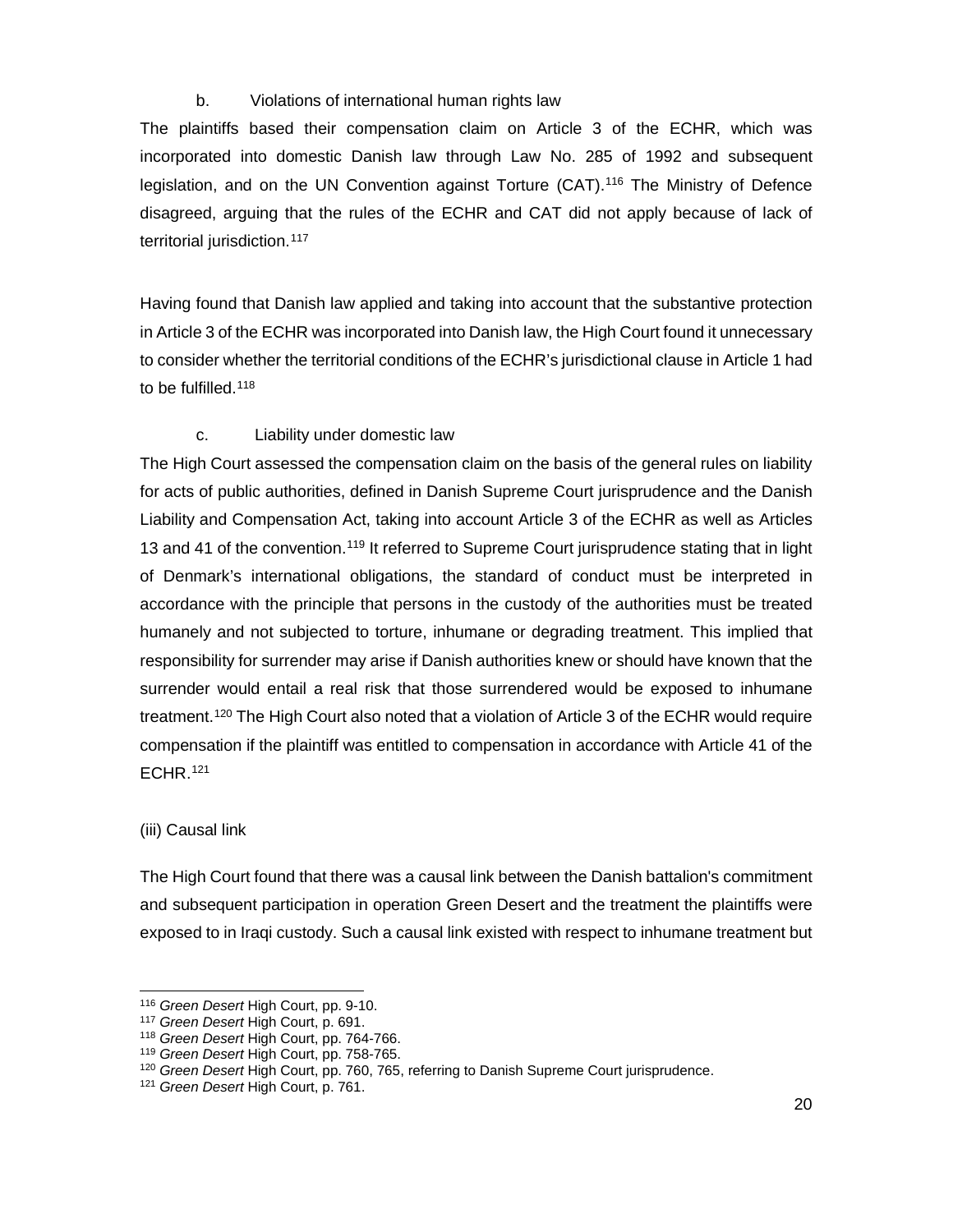#### b. Violations of international human rights law

The plaintiffs based their compensation claim on Article 3 of the ECHR, which was incorporated into domestic Danish law through Law No. 285 of 1992 and subsequent legislation, and on the UN Convention against Torture (CAT).[116] The Ministry of Defence disagreed, arguing that the rules of the ECHR and CAT did not apply because of lack of territorial jurisdiction.[117]

Having found that Danish law applied and taking into account that the substantive protection in Article 3 of the ECHR was incorporated into Danish law, the High Court found it unnecessary to consider whether the territorial conditions of the ECHR's jurisdictional clause in Article 1 had to be fulfilled.[118]

#### c. Liability under domestic law

The High Court assessed the compensation claim on the basis of the general rules on liability for acts of public authorities, defined in Danish Supreme Court jurisprudence and the Danish Liability and Compensation Act, taking into account Article 3 of the ECHR as well as Articles 13 and 41 of the convention.[119] It referred to Supreme Court jurisprudence stating that in light of Denmark's international obligations, the standard of conduct must be interpreted in accordance with the principle that persons in the custody of the authorities must be treated humanely and not subjected to torture, inhumane or degrading treatment. This implied that responsibility for surrender may arise if Danish authorities knew or should have known that the surrender would entail a real risk that those surrendered would be exposed to inhumane treatment.[120] The High Court also noted that a violation of Article 3 of the ECHR would require compensation if the plaintiff was entitled to compensation in accordance with Article 41 of the ECHR.[121]

### (iii) Causal link

The High Court found that there was a causal link between the Danish battalion's commitment and subsequent participation in operation Green Desert and the treatment the plaintiffs were exposed to in Iraqi custody. Such a causal link existed with respect to inhumane treatment but

---

[116] *Green Desert* High Court, pp. 9-10.
[117] *Green Desert* High Court, p. 691.
[118] *Green Desert* High Court, pp. 764-766.
[119] *Green Desert* High Court, pp. 758-765.
[120] *Green Desert* High Court, pp. 760, 765, referring to Danish Supreme Court jurisprudence.
[121] *Green Desert* High Court, p. 761.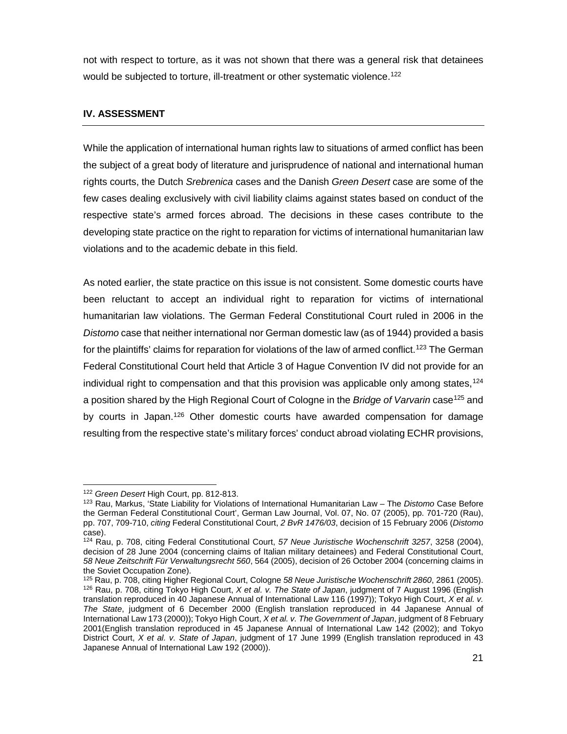not with respect to torture, as it was not shown that there was a general risk that detainees would be subjected to torture, ill-treatment or other systematic violence.[122]

## IV. ASSESSMENT

While the application of international human rights law to situations of armed conflict has been the subject of a great body of literature and jurisprudence of national and international human rights courts, the Dutch *Srebrenica* cases and the Danish *Green Desert* case are some of the few cases dealing exclusively with civil liability claims against states based on conduct of the respective state's armed forces abroad. The decisions in these cases contribute to the developing state practice on the right to reparation for victims of international humanitarian law violations and to the academic debate in this field.

As noted earlier, the state practice on this issue is not consistent. Some domestic courts have been reluctant to accept an individual right to reparation for victims of international humanitarian law violations. The German Federal Constitutional Court ruled in 2006 in the *Distomo* case that neither international nor German domestic law (as of 1944) provided a basis for the plaintiffs' claims for reparation for violations of the law of armed conflict.[123] The German Federal Constitutional Court held that Article 3 of Hague Convention IV did not provide for an individual right to compensation and that this provision was applicable only among states,[124] a position shared by the High Regional Court of Cologne in the *Bridge of Varvarin* case[125] and by courts in Japan.[126] Other domestic courts have awarded compensation for damage resulting from the respective state's military forces' conduct abroad violating ECHR provisions,

---

[122] *Green Desert* High Court, pp. 812-813.

[123] Rau, Markus, 'State Liability for Violations of International Humanitarian Law – The *Distomo* Case Before the German Federal Constitutional Court', German Law Journal, Vol. 07, No. 07 (2005), pp. 701-720 (Rau), pp. 707, 709-710, *citing* Federal Constitutional Court, *2 BvR 1476/03*, decision of 15 February 2006 (*Distomo* case).

[124] Rau, p. 708, citing Federal Constitutional Court, *57 Neue Juristische Wochenschrift 3257*, 3258 (2004), decision of 28 June 2004 (concerning claims of Italian military detainees) and Federal Constitutional Court, *58 Neue Zeitschrift Für Verwaltungsrecht 560*, 564 (2005), decision of 26 October 2004 (concerning claims in the Soviet Occupation Zone).

[125] Rau, p. 708, citing Higher Regional Court, Cologne *58 Neue Juristische Wochenschrift 2860*, 2861 (2005).

[126] Rau, p. 708, citing Tokyo High Court, *X et al. v. The State of Japan*, judgment of 7 August 1996 (English translation reproduced in 40 Japanese Annual of International Law 116 (1997)); Tokyo High Court, *X et al. v. The State*, judgment of 6 December 2000 (English translation reproduced in 44 Japanese Annual of International Law 173 (2000)); Tokyo High Court, *X et al. v. The Government of Japan*, judgment of 8 February 2001(English translation reproduced in 45 Japanese Annual of International Law 142 (2002); and Tokyo District Court, *X et al. v. State of Japan*, judgment of 17 June 1999 (English translation reproduced in 43 Japanese Annual of International Law 192 (2000)).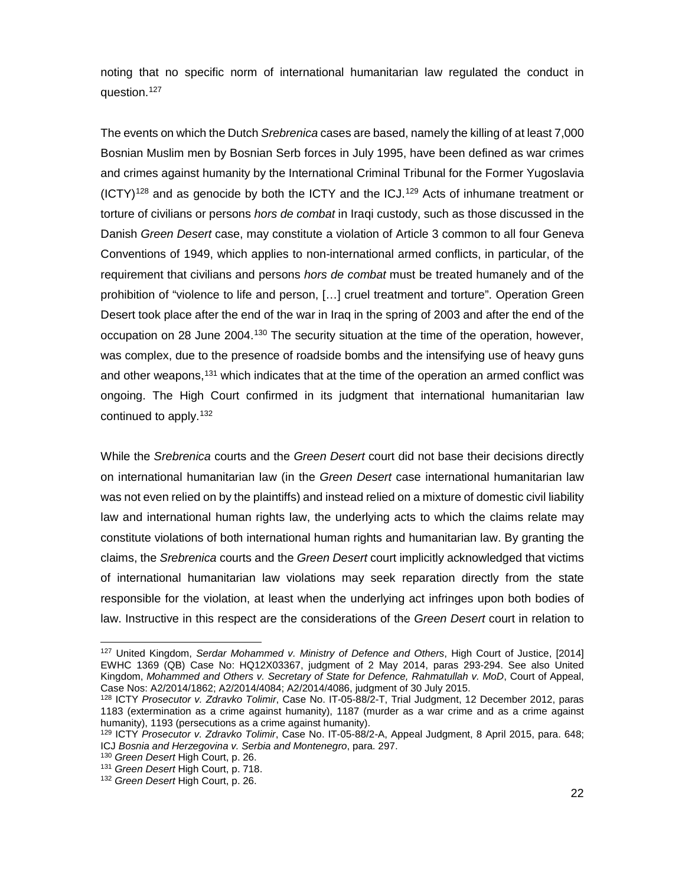noting that no specific norm of international humanitarian law regulated the conduct in question.[127]

The events on which the Dutch *Srebrenica* cases are based, namely the killing of at least 7,000 Bosnian Muslim men by Bosnian Serb forces in July 1995, have been defined as war crimes and crimes against humanity by the International Criminal Tribunal for the Former Yugoslavia (ICTY)[128] and as genocide by both the ICTY and the ICJ.[129] Acts of inhumane treatment or torture of civilians or persons *hors de combat* in Iraqi custody, such as those discussed in the Danish *Green Desert* case, may constitute a violation of Article 3 common to all four Geneva Conventions of 1949, which applies to non-international armed conflicts, in particular, of the requirement that civilians and persons *hors de combat* must be treated humanely and of the prohibition of "violence to life and person, […] cruel treatment and torture". Operation Green Desert took place after the end of the war in Iraq in the spring of 2003 and after the end of the occupation on 28 June 2004.[130] The security situation at the time of the operation, however, was complex, due to the presence of roadside bombs and the intensifying use of heavy guns and other weapons,[131] which indicates that at the time of the operation an armed conflict was ongoing. The High Court confirmed in its judgment that international humanitarian law continued to apply.[132]

While the *Srebrenica* courts and the *Green Desert* court did not base their decisions directly on international humanitarian law (in the *Green Desert* case international humanitarian law was not even relied on by the plaintiffs) and instead relied on a mixture of domestic civil liability law and international human rights law, the underlying acts to which the claims relate may constitute violations of both international human rights and humanitarian law. By granting the claims, the *Srebrenica* courts and the *Green Desert* court implicitly acknowledged that victims of international humanitarian law violations may seek reparation directly from the state responsible for the violation, at least when the underlying act infringes upon both bodies of law. Instructive in this respect are the considerations of the *Green Desert* court in relation to

---

[127] United Kingdom, *Serdar Mohammed v. Ministry of Defence and Others*, High Court of Justice, [2014] EWHC 1369 (QB) Case No: HQ12X03367, judgment of 2 May 2014, paras 293-294. See also United Kingdom, *Mohammed and Others v. Secretary of State for Defence, Rahmatullah v. MoD*, Court of Appeal, Case Nos: A2/2014/1862; A2/2014/4084; A2/2014/4086, judgment of 30 July 2015.

[128] ICTY *Prosecutor v. Zdravko Tolimir*, Case No. IT-05-88/2-T, Trial Judgment, 12 December 2012, paras 1183 (extermination as a crime against humanity), 1187 (murder as a war crime and as a crime against humanity), 1193 (persecutions as a crime against humanity).

[129] ICTY *Prosecutor v. Zdravko Tolimir*, Case No. IT-05-88/2-A, Appeal Judgment, 8 April 2015, para. 648; ICJ *Bosnia and Herzegovina v. Serbia and Montenegro*, para. 297.

[130] *Green Desert* High Court, p. 26.

[131] *Green Desert* High Court, p. 718.

[132] *Green Desert* High Court, p. 26.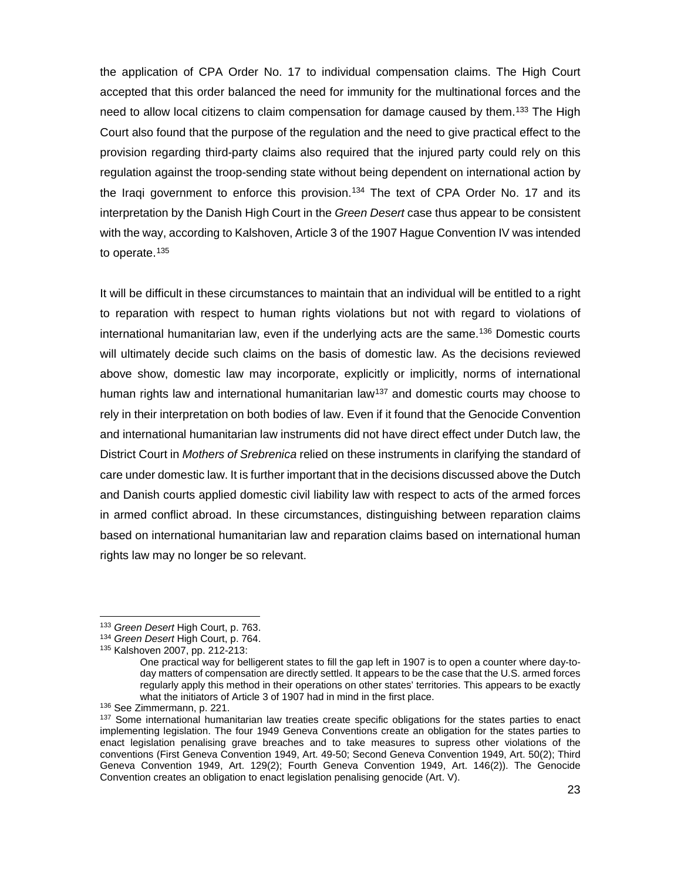the application of CPA Order No. 17 to individual compensation claims. The High Court accepted that this order balanced the need for immunity for the multinational forces and the need to allow local citizens to claim compensation for damage caused by them.[133] The High Court also found that the purpose of the regulation and the need to give practical effect to the provision regarding third-party claims also required that the injured party could rely on this regulation against the troop-sending state without being dependent on international action by the Iraqi government to enforce this provision.[134] The text of CPA Order No. 17 and its interpretation by the Danish High Court in the *Green Desert* case thus appear to be consistent with the way, according to Kalshoven, Article 3 of the 1907 Hague Convention IV was intended to operate.[135]

It will be difficult in these circumstances to maintain that an individual will be entitled to a right to reparation with respect to human rights violations but not with regard to violations of international humanitarian law, even if the underlying acts are the same.[136] Domestic courts will ultimately decide such claims on the basis of domestic law. As the decisions reviewed above show, domestic law may incorporate, explicitly or implicitly, norms of international human rights law and international humanitarian law[137] and domestic courts may choose to rely in their interpretation on both bodies of law. Even if it found that the Genocide Convention and international humanitarian law instruments did not have direct effect under Dutch law, the District Court in *Mothers of Srebrenica* relied on these instruments in clarifying the standard of care under domestic law. It is further important that in the decisions discussed above the Dutch and Danish courts applied domestic civil liability law with respect to acts of the armed forces in armed conflict abroad. In these circumstances, distinguishing between reparation claims based on international humanitarian law and reparation claims based on international human rights law may no longer be so relevant.

---

[133] *Green Desert* High Court, p. 763.

[134] *Green Desert* High Court, p. 764.

[135] Kalshoven 2007, pp. 212-213:

> One practical way for belligerent states to fill the gap left in 1907 is to open a counter where day-to-day matters of compensation are directly settled. It appears to be the case that the U.S. armed forces regularly apply this method in their operations on other states' territories. This appears to be exactly what the initiators of Article 3 of 1907 had in mind in the first place.

[136] See Zimmermann, p. 221.

[137] Some international humanitarian law treaties create specific obligations for the states parties to enact implementing legislation. The four 1949 Geneva Conventions create an obligation for the states parties to enact legislation penalising grave breaches and to take measures to supress other violations of the conventions (First Geneva Convention 1949, Art. 49-50; Second Geneva Convention 1949, Art. 50(2); Third Geneva Convention 1949, Art. 129(2); Fourth Geneva Convention 1949, Art. 146(2)). The Genocide Convention creates an obligation to enact legislation penalising genocide (Art. V).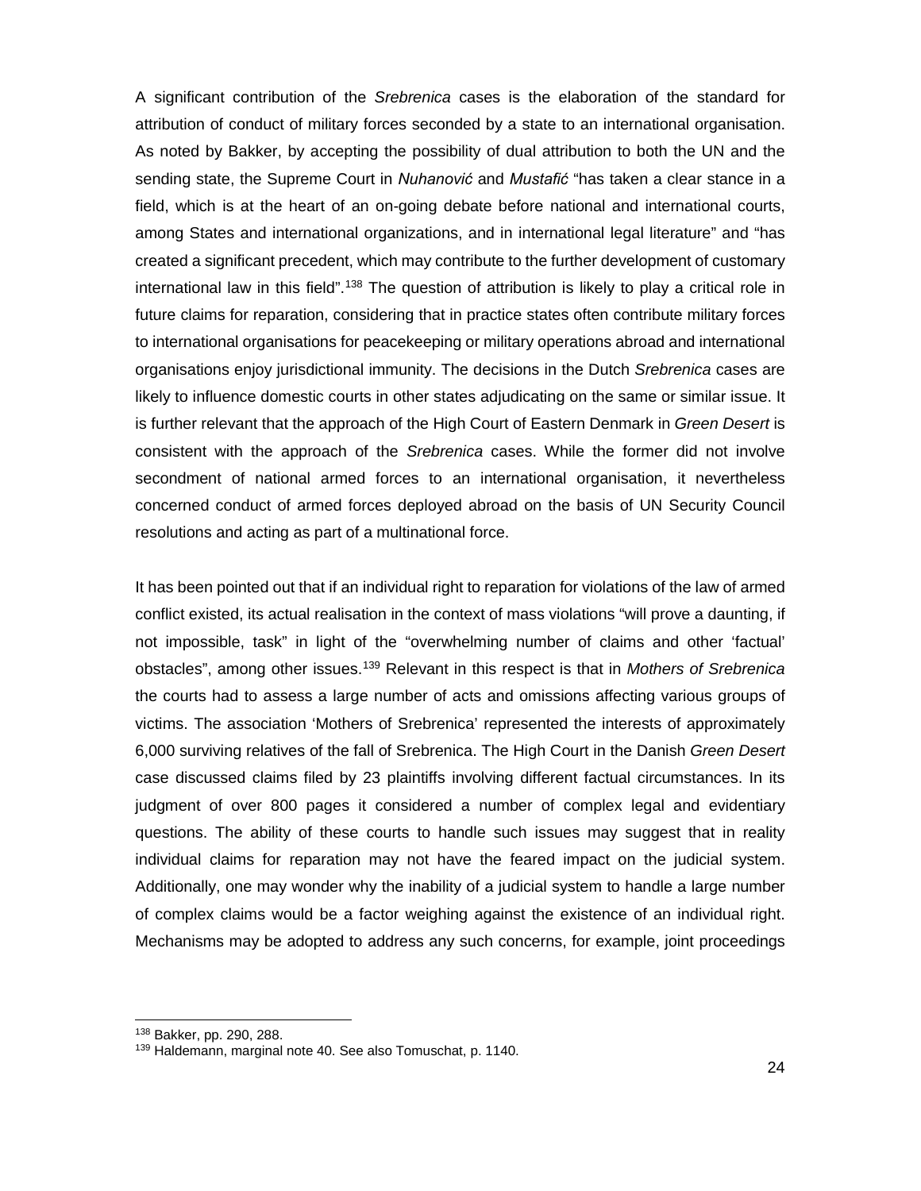A significant contribution of the *Srebrenica* cases is the elaboration of the standard for attribution of conduct of military forces seconded by a state to an international organisation. As noted by Bakker, by accepting the possibility of dual attribution to both the UN and the sending state, the Supreme Court in *Nuhanović* and *Mustafić* "has taken a clear stance in a field, which is at the heart of an on-going debate before national and international courts, among States and international organizations, and in international legal literature" and "has created a significant precedent, which may contribute to the further development of customary international law in this field".[138] The question of attribution is likely to play a critical role in future claims for reparation, considering that in practice states often contribute military forces to international organisations for peacekeeping or military operations abroad and international organisations enjoy jurisdictional immunity. The decisions in the Dutch *Srebrenica* cases are likely to influence domestic courts in other states adjudicating on the same or similar issue. It is further relevant that the approach of the High Court of Eastern Denmark in *Green Desert* is consistent with the approach of the *Srebrenica* cases. While the former did not involve secondment of national armed forces to an international organisation, it nevertheless concerned conduct of armed forces deployed abroad on the basis of UN Security Council resolutions and acting as part of a multinational force.

It has been pointed out that if an individual right to reparation for violations of the law of armed conflict existed, its actual realisation in the context of mass violations "will prove a daunting, if not impossible, task" in light of the "overwhelming number of claims and other 'factual' obstacles", among other issues.[139] Relevant in this respect is that in *Mothers of Srebrenica* the courts had to assess a large number of acts and omissions affecting various groups of victims. The association 'Mothers of Srebrenica' represented the interests of approximately 6,000 surviving relatives of the fall of Srebrenica. The High Court in the Danish *Green Desert* case discussed claims filed by 23 plaintiffs involving different factual circumstances. In its judgment of over 800 pages it considered a number of complex legal and evidentiary questions. The ability of these courts to handle such issues may suggest that in reality individual claims for reparation may not have the feared impact on the judicial system. Additionally, one may wonder why the inability of a judicial system to handle a large number of complex claims would be a factor weighing against the existence of an individual right. Mechanisms may be adopted to address any such concerns, for example, joint proceedings

---

[138] Bakker, pp. 290, 288.

[139] Haldemann, marginal note 40. See also Tomuschat, p. 1140.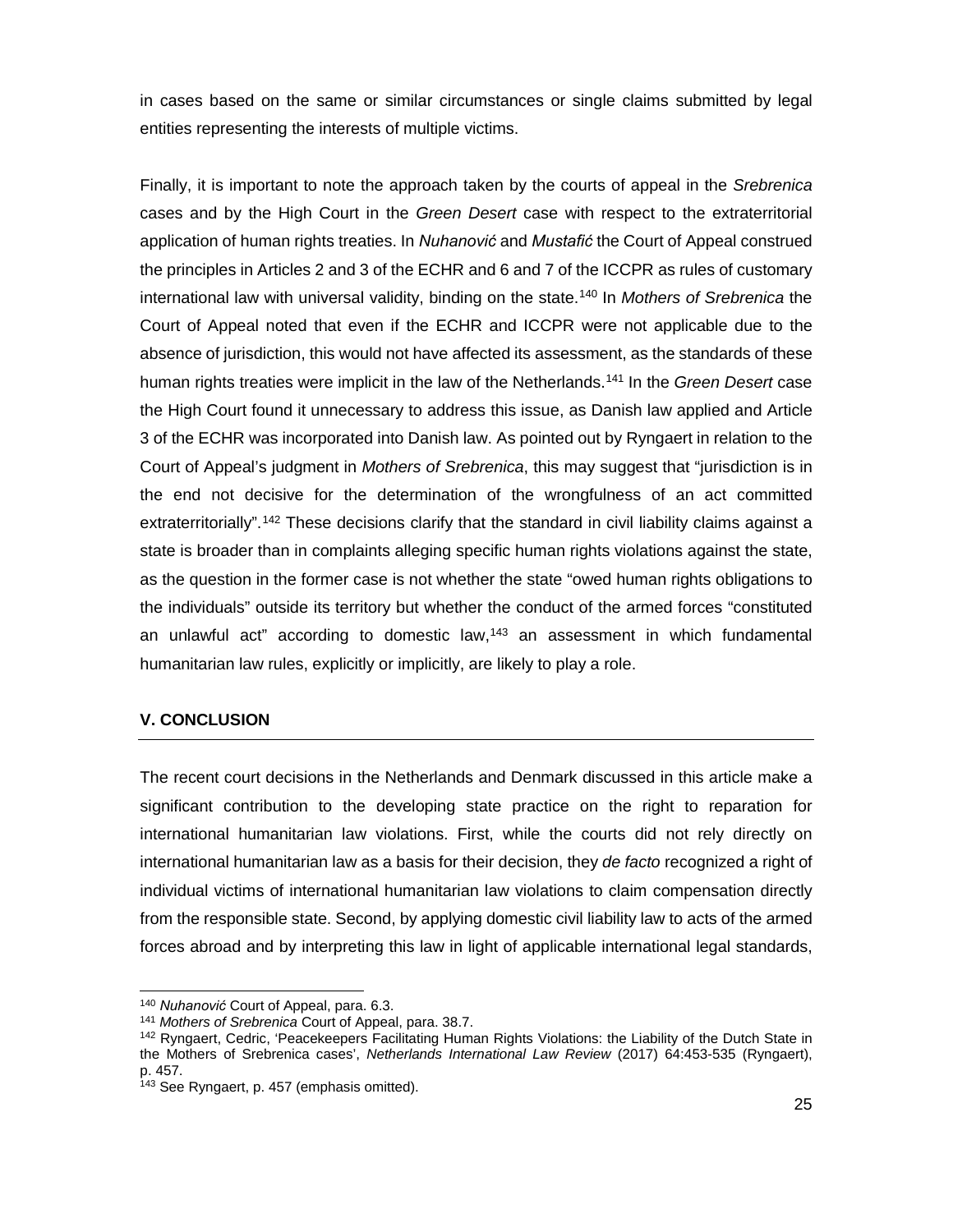in cases based on the same or similar circumstances or single claims submitted by legal entities representing the interests of multiple victims.

Finally, it is important to note the approach taken by the courts of appeal in the *Srebrenica* cases and by the High Court in the *Green Desert* case with respect to the extraterritorial application of human rights treaties. In *Nuhanović* and *Mustafić* the Court of Appeal construed the principles in Articles 2 and 3 of the ECHR and 6 and 7 of the ICCPR as rules of customary international law with universal validity, binding on the state.[140] In *Mothers of Srebrenica* the Court of Appeal noted that even if the ECHR and ICCPR were not applicable due to the absence of jurisdiction, this would not have affected its assessment, as the standards of these human rights treaties were implicit in the law of the Netherlands.[141] In the *Green Desert* case the High Court found it unnecessary to address this issue, as Danish law applied and Article 3 of the ECHR was incorporated into Danish law. As pointed out by Ryngaert in relation to the Court of Appeal's judgment in *Mothers of Srebrenica*, this may suggest that "jurisdiction is in the end not decisive for the determination of the wrongfulness of an act committed extraterritorially".[142] These decisions clarify that the standard in civil liability claims against a state is broader than in complaints alleging specific human rights violations against the state, as the question in the former case is not whether the state "owed human rights obligations to the individuals" outside its territory but whether the conduct of the armed forces "constituted an unlawful act" according to domestic law,[143] an assessment in which fundamental humanitarian law rules, explicitly or implicitly, are likely to play a role.

## V. CONCLUSION

The recent court decisions in the Netherlands and Denmark discussed in this article make a significant contribution to the developing state practice on the right to reparation for international humanitarian law violations. First, while the courts did not rely directly on international humanitarian law as a basis for their decision, they *de facto* recognized a right of individual victims of international humanitarian law violations to claim compensation directly from the responsible state. Second, by applying domestic civil liability law to acts of the armed forces abroad and by interpreting this law in light of applicable international legal standards,

---

[140] *Nuhanović* Court of Appeal, para. 6.3.

[141] *Mothers of Srebrenica* Court of Appeal, para. 38.7.

[142] Ryngaert, Cedric, 'Peacekeepers Facilitating Human Rights Violations: the Liability of the Dutch State in the Mothers of Srebrenica cases', *Netherlands International Law Review* (2017) 64:453-535 (Ryngaert), p. 457.

[143] See Ryngaert, p. 457 (emphasis omitted).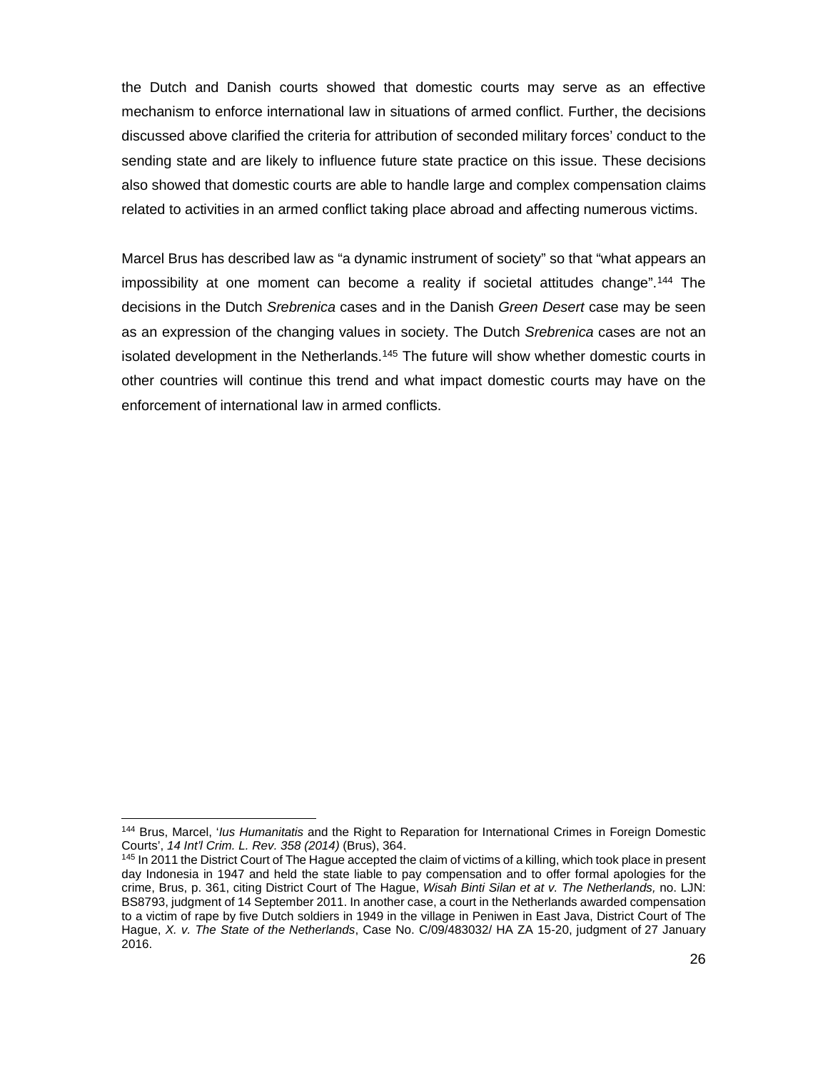the Dutch and Danish courts showed that domestic courts may serve as an effective mechanism to enforce international law in situations of armed conflict. Further, the decisions discussed above clarified the criteria for attribution of seconded military forces' conduct to the sending state and are likely to influence future state practice on this issue. These decisions also showed that domestic courts are able to handle large and complex compensation claims related to activities in an armed conflict taking place abroad and affecting numerous victims.

Marcel Brus has described law as "a dynamic instrument of society" so that "what appears an impossibility at one moment can become a reality if societal attitudes change".[144] The decisions in the Dutch *Srebrenica* cases and in the Danish *Green Desert* case may be seen as an expression of the changing values in society. The Dutch *Srebrenica* cases are not an isolated development in the Netherlands.[145] The future will show whether domestic courts in other countries will continue this trend and what impact domestic courts may have on the enforcement of international law in armed conflicts.

---

[144] Brus, Marcel, '*Ius Humanitatis* and the Right to Reparation for International Crimes in Foreign Domestic Courts', *14 Int'l Crim. L. Rev. 358 (2014)* (Brus), 364.

[145] In 2011 the District Court of The Hague accepted the claim of victims of a killing, which took place in present day Indonesia in 1947 and held the state liable to pay compensation and to offer formal apologies for the crime, Brus, p. 361, citing District Court of The Hague, *Wisah Binti Silan et at v. The Netherlands,* no. LJN: BS8793, judgment of 14 September 2011. In another case, a court in the Netherlands awarded compensation to a victim of rape by five Dutch soldiers in 1949 in the village in Peniwen in East Java, District Court of The Hague, *X. v. The State of the Netherlands*, Case No. C/09/483032/ HA ZA 15-20, judgment of 27 January 2016.